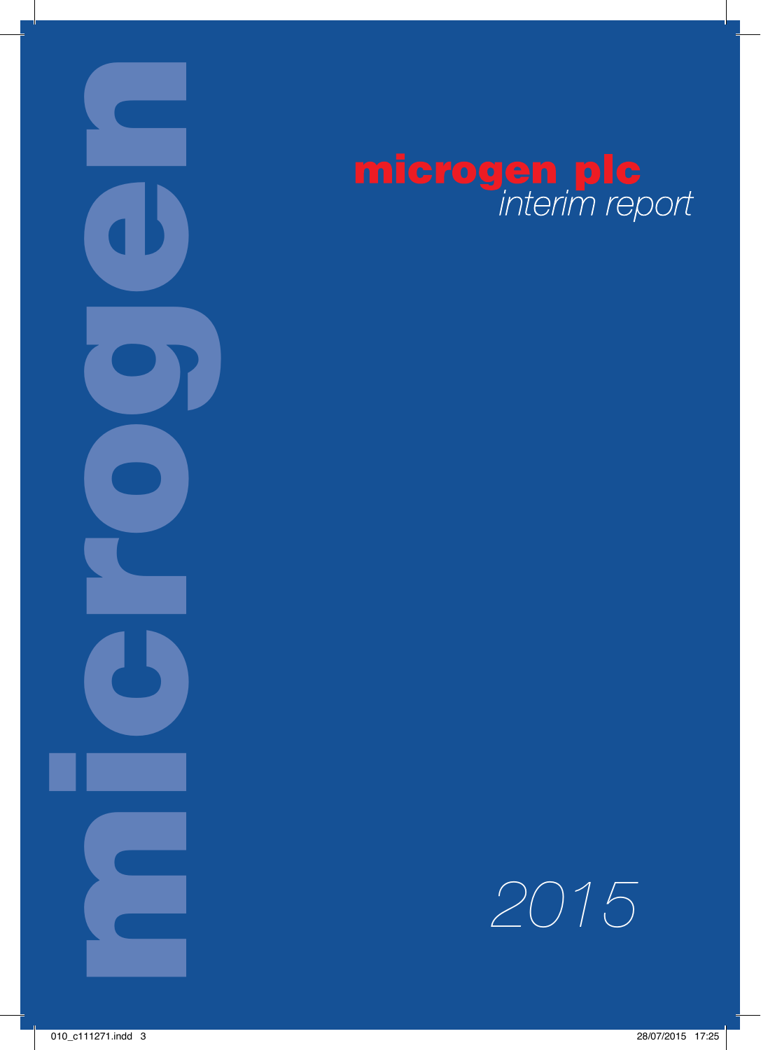# microgen plc
*interim report*

*2015*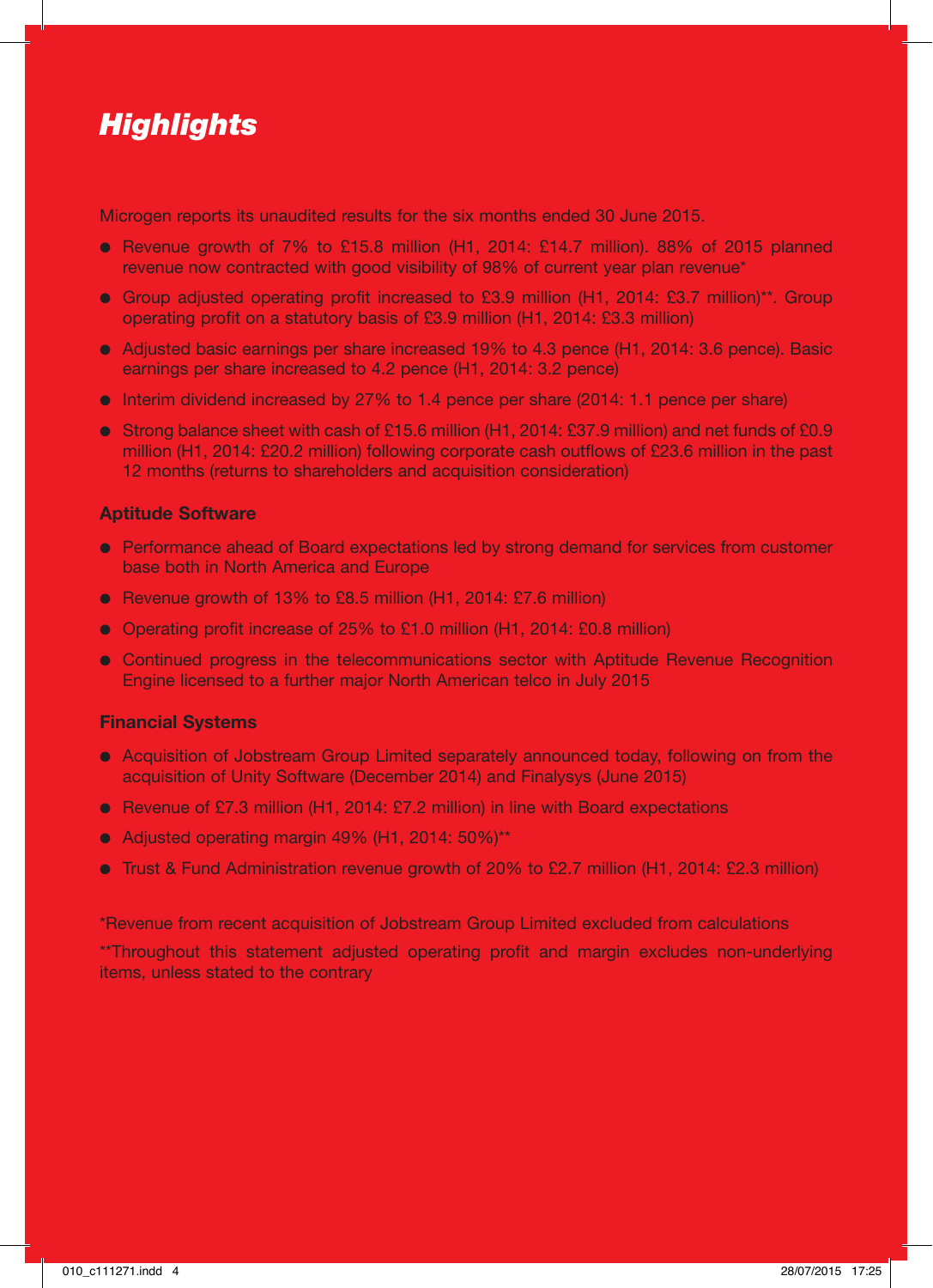# *Highlights*

Microgen reports its unaudited results for the six months ended 30 June 2015.

- Revenue growth of 7% to £15.8 million (H1, 2014: £14.7 million). 88% of 2015 planned revenue now contracted with good visibility of 98% of current year plan revenue*
- Group adjusted operating profit increased to £3.9 million (H1, 2014: £3.7 million)**. Group operating profit on a statutory basis of £3.9 million (H1, 2014: £3.3 million)
- Adjusted basic earnings per share increased 19% to 4.3 pence (H1, 2014: 3.6 pence). Basic earnings per share increased to 4.2 pence (H1, 2014: 3.2 pence)
- Interim dividend increased by 27% to 1.4 pence per share (2014: 1.1 pence per share)
- Strong balance sheet with cash of £15.6 million (H1, 2014: £37.9 million) and net funds of £0.9 million (H1, 2014: £20.2 million) following corporate cash outflows of £23.6 million in the past 12 months (returns to shareholders and acquisition consideration)

**Aptitude Software**

- Performance ahead of Board expectations led by strong demand for services from customer base both in North America and Europe
- Revenue growth of 13% to £8.5 million (H1, 2014: £7.6 million)
- Operating profit increase of 25% to £1.0 million (H1, 2014: £0.8 million)
- Continued progress in the telecommunications sector with Aptitude Revenue Recognition Engine licensed to a further major North American telco in July 2015

**Financial Systems**

- Acquisition of Jobstream Group Limited separately announced today, following on from the acquisition of Unity Software (December 2014) and Finalysys (June 2015)
- Revenue of £7.3 million (H1, 2014: £7.2 million) in line with Board expectations
- Adjusted operating margin 49% (H1, 2014: 50%)**
- Trust & Fund Administration revenue growth of 20% to £2.7 million (H1, 2014: £2.3 million)

*Revenue from recent acquisition of Jobstream Group Limited excluded from calculations

**Throughout this statement adjusted operating profit and margin excludes non-underlying items, unless stated to the contrary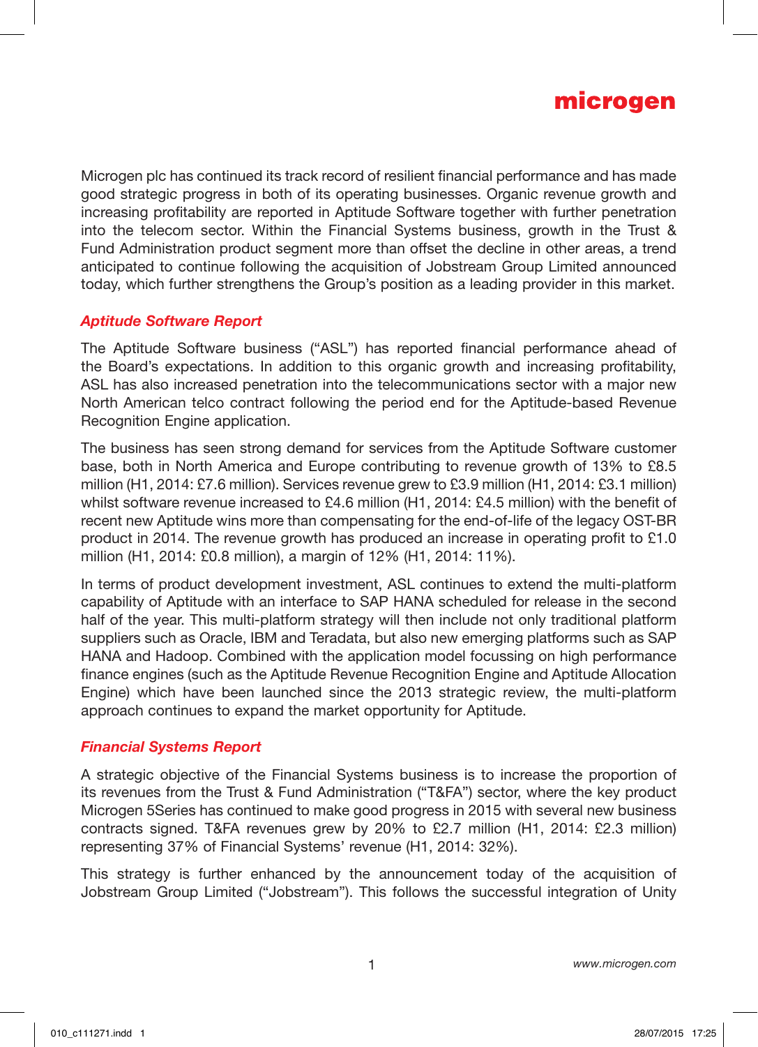Microgen plc has continued its track record of resilient financial performance and has made good strategic progress in both of its operating businesses. Organic revenue growth and increasing profitability are reported in Aptitude Software together with further penetration into the telecom sector. Within the Financial Systems business, growth in the Trust & Fund Administration product segment more than offset the decline in other areas, a trend anticipated to continue following the acquisition of Jobstream Group Limited announced today, which further strengthens the Group's position as a leading provider in this market.

## *Aptitude Software Report*

The Aptitude Software business ("ASL") has reported financial performance ahead of the Board's expectations. In addition to this organic growth and increasing profitability, ASL has also increased penetration into the telecommunications sector with a major new North American telco contract following the period end for the Aptitude-based Revenue Recognition Engine application.

The business has seen strong demand for services from the Aptitude Software customer base, both in North America and Europe contributing to revenue growth of 13% to £8.5 million (H1, 2014: £7.6 million). Services revenue grew to £3.9 million (H1, 2014: £3.1 million) whilst software revenue increased to £4.6 million (H1, 2014: £4.5 million) with the benefit of recent new Aptitude wins more than compensating for the end-of-life of the legacy OST-BR product in 2014. The revenue growth has produced an increase in operating profit to £1.0 million (H1, 2014: £0.8 million), a margin of 12% (H1, 2014: 11%).

In terms of product development investment, ASL continues to extend the multi-platform capability of Aptitude with an interface to SAP HANA scheduled for release in the second half of the year. This multi-platform strategy will then include not only traditional platform suppliers such as Oracle, IBM and Teradata, but also new emerging platforms such as SAP HANA and Hadoop. Combined with the application model focussing on high performance finance engines (such as the Aptitude Revenue Recognition Engine and Aptitude Allocation Engine) which have been launched since the 2013 strategic review, the multi-platform approach continues to expand the market opportunity for Aptitude.

## *Financial Systems Report*

A strategic objective of the Financial Systems business is to increase the proportion of its revenues from the Trust & Fund Administration ("T&FA") sector, where the key product Microgen 5Series has continued to make good progress in 2015 with several new business contracts signed. T&FA revenues grew by 20% to £2.7 million (H1, 2014: £2.3 million) representing 37% of Financial Systems' revenue (H1, 2014: 32%).

This strategy is further enhanced by the announcement today of the acquisition of Jobstream Group Limited ("Jobstream"). This follows the successful integration of Unity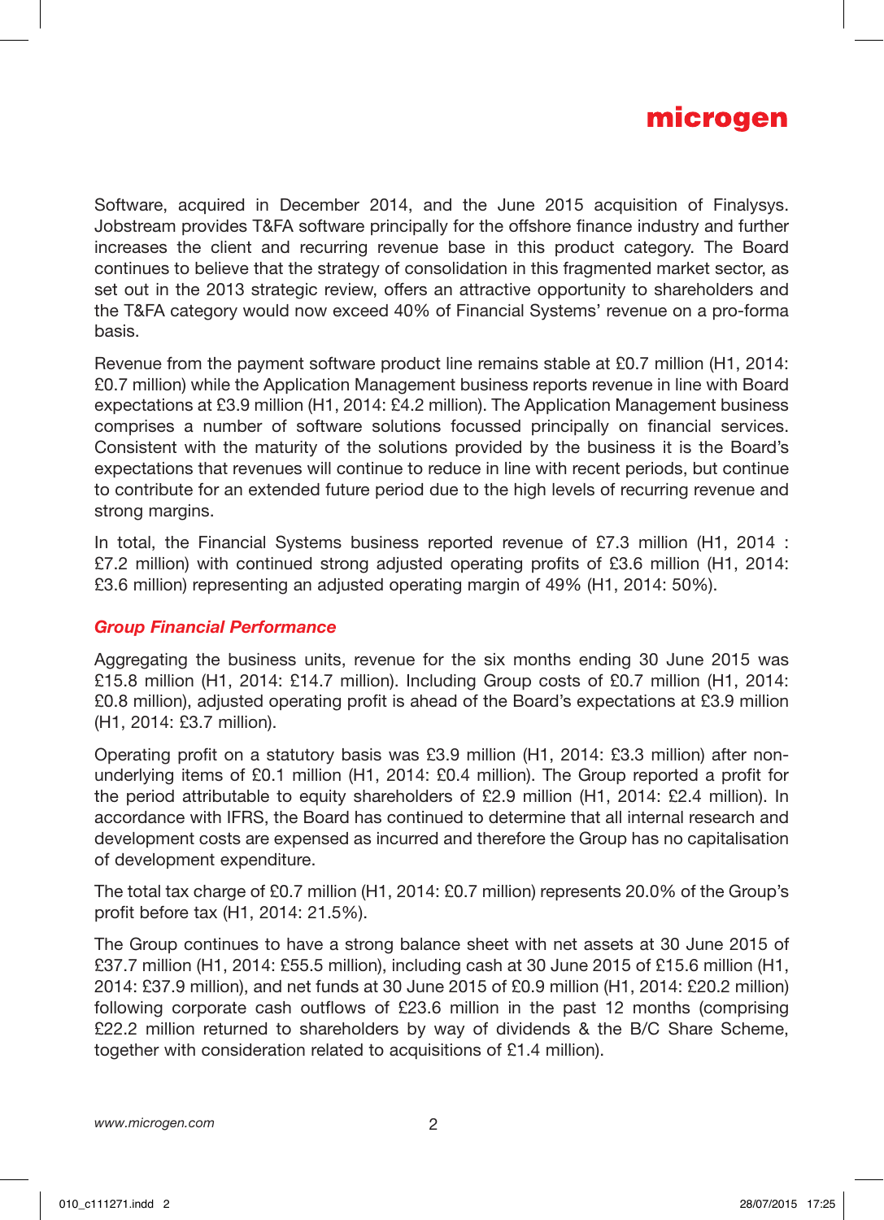Software, acquired in December 2014, and the June 2015 acquisition of Finalysys. Jobstream provides T&FA software principally for the offshore finance industry and further increases the client and recurring revenue base in this product category. The Board continues to believe that the strategy of consolidation in this fragmented market sector, as set out in the 2013 strategic review, offers an attractive opportunity to shareholders and the T&FA category would now exceed 40% of Financial Systems' revenue on a pro-forma basis.

Revenue from the payment software product line remains stable at £0.7 million (H1, 2014: £0.7 million) while the Application Management business reports revenue in line with Board expectations at £3.9 million (H1, 2014: £4.2 million). The Application Management business comprises a number of software solutions focussed principally on financial services. Consistent with the maturity of the solutions provided by the business it is the Board's expectations that revenues will continue to reduce in line with recent periods, but continue to contribute for an extended future period due to the high levels of recurring revenue and strong margins.

In total, the Financial Systems business reported revenue of £7.3 million (H1, 2014 : £7.2 million) with continued strong adjusted operating profits of £3.6 million (H1, 2014: £3.6 million) representing an adjusted operating margin of 49% (H1, 2014: 50%).

## *Group Financial Performance*

Aggregating the business units, revenue for the six months ending 30 June 2015 was £15.8 million (H1, 2014: £14.7 million). Including Group costs of £0.7 million (H1, 2014: £0.8 million), adjusted operating profit is ahead of the Board's expectations at £3.9 million (H1, 2014: £3.7 million).

Operating profit on a statutory basis was £3.9 million (H1, 2014: £3.3 million) after non-underlying items of £0.1 million (H1, 2014: £0.4 million). The Group reported a profit for the period attributable to equity shareholders of £2.9 million (H1, 2014: £2.4 million). In accordance with IFRS, the Board has continued to determine that all internal research and development costs are expensed as incurred and therefore the Group has no capitalisation of development expenditure.

The total tax charge of £0.7 million (H1, 2014: £0.7 million) represents 20.0% of the Group's profit before tax (H1, 2014: 21.5%).

The Group continues to have a strong balance sheet with net assets at 30 June 2015 of £37.7 million (H1, 2014: £55.5 million), including cash at 30 June 2015 of £15.6 million (H1, 2014: £37.9 million), and net funds at 30 June 2015 of £0.9 million (H1, 2014: £20.2 million) following corporate cash outflows of £23.6 million in the past 12 months (comprising £22.2 million returned to shareholders by way of dividends & the B/C Share Scheme, together with consideration related to acquisitions of £1.4 million).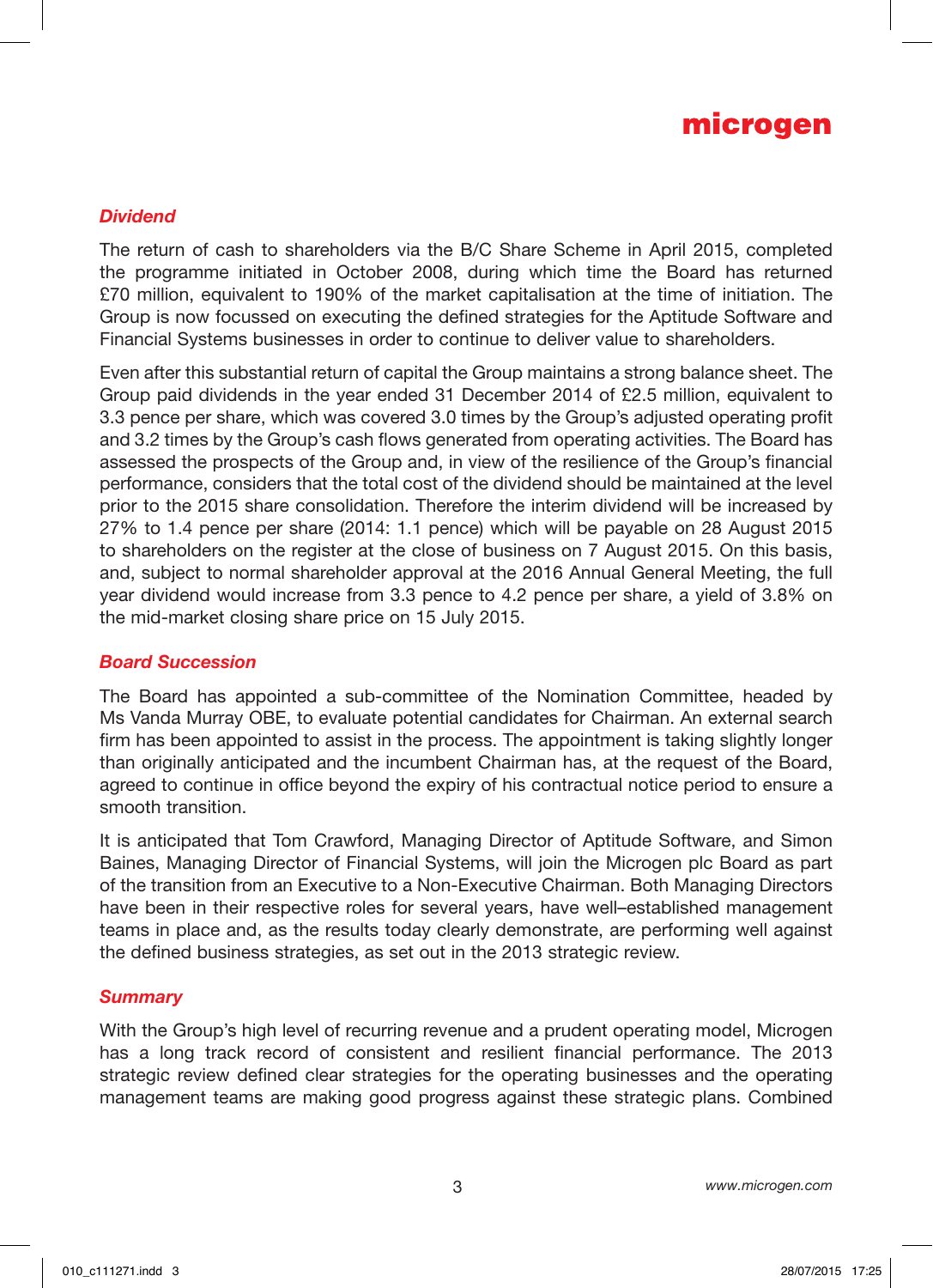### *Dividend*

The return of cash to shareholders via the B/C Share Scheme in April 2015, completed the programme initiated in October 2008, during which time the Board has returned £70 million, equivalent to 190% of the market capitalisation at the time of initiation. The Group is now focussed on executing the defined strategies for the Aptitude Software and Financial Systems businesses in order to continue to deliver value to shareholders.

Even after this substantial return of capital the Group maintains a strong balance sheet. The Group paid dividends in the year ended 31 December 2014 of £2.5 million, equivalent to 3.3 pence per share, which was covered 3.0 times by the Group's adjusted operating profit and 3.2 times by the Group's cash flows generated from operating activities. The Board has assessed the prospects of the Group and, in view of the resilience of the Group's financial performance, considers that the total cost of the dividend should be maintained at the level prior to the 2015 share consolidation. Therefore the interim dividend will be increased by 27% to 1.4 pence per share (2014: 1.1 pence) which will be payable on 28 August 2015 to shareholders on the register at the close of business on 7 August 2015. On this basis, and, subject to normal shareholder approval at the 2016 Annual General Meeting, the full year dividend would increase from 3.3 pence to 4.2 pence per share, a yield of 3.8% on the mid-market closing share price on 15 July 2015.

### *Board Succession*

The Board has appointed a sub-committee of the Nomination Committee, headed by Ms Vanda Murray OBE, to evaluate potential candidates for Chairman. An external search firm has been appointed to assist in the process. The appointment is taking slightly longer than originally anticipated and the incumbent Chairman has, at the request of the Board, agreed to continue in office beyond the expiry of his contractual notice period to ensure a smooth transition.

It is anticipated that Tom Crawford, Managing Director of Aptitude Software, and Simon Baines, Managing Director of Financial Systems, will join the Microgen plc Board as part of the transition from an Executive to a Non-Executive Chairman. Both Managing Directors have been in their respective roles for several years, have well–established management teams in place and, as the results today clearly demonstrate, are performing well against the defined business strategies, as set out in the 2013 strategic review.

### *Summary*

With the Group's high level of recurring revenue and a prudent operating model, Microgen has a long track record of consistent and resilient financial performance. The 2013 strategic review defined clear strategies for the operating businesses and the operating management teams are making good progress against these strategic plans. Combined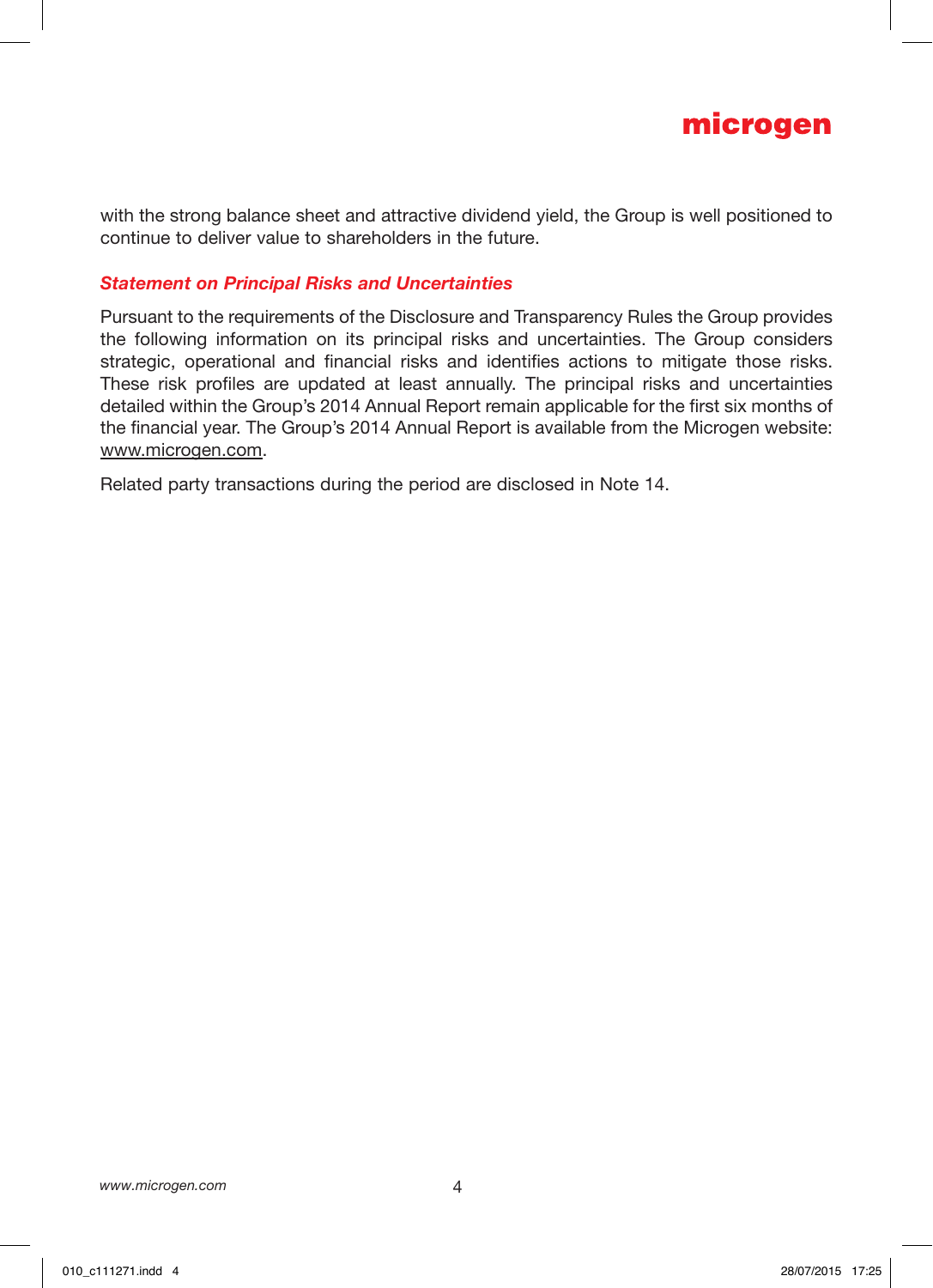with the strong balance sheet and attractive dividend yield, the Group is well positioned to continue to deliver value to shareholders in the future.

### *Statement on Principal Risks and Uncertainties*

Pursuant to the requirements of the Disclosure and Transparency Rules the Group provides the following information on its principal risks and uncertainties. The Group considers strategic, operational and financial risks and identifies actions to mitigate those risks. These risk profiles are updated at least annually. The principal risks and uncertainties detailed within the Group's 2014 Annual Report remain applicable for the first six months of the financial year. The Group's 2014 Annual Report is available from the Microgen website: www.microgen.com.

Related party transactions during the period are disclosed in Note 14.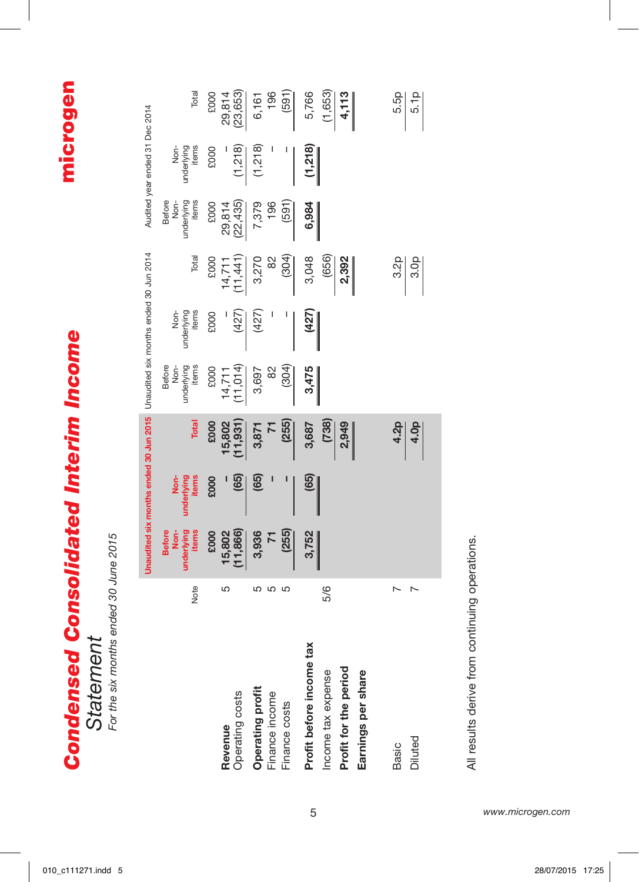# Condensed Consolidated Interim Income Statement

*For the six months ended 30 June 2015*

| | Note | Unaudited six months ended 30 Jun 2015 | | | Unaudited six months ended 30 Jun 2014 | | | Audited year ended 31 Dec 2014 | | |
|---|---|---|---|---|---|---|---|---|---|---|
| | | Before Non-underlying items | Non-underlying items | Total | Before Non-underlying items | Non-underlying items | Total | Before Non-underlying items | Non-underlying items | Total |
| | | £000 | £000 | £000 | £000 | £000 | £000 | £000 | £000 | £000 |
| **Revenue** | 5 | 15,802 | – | 15,802 | 14,711 | – | 14,711 | 29,814 | – | 29,814 |
| Operating costs | | (11,866) | (65) | (11,931) | (11,014) | (427) | (11,441) | (22,435) | (1,218) | (23,653) |
| **Operating profit** | 5 | 3,936 | (65) | 3,871 | 3,697 | (427) | 3,270 | 7,379 | (1,218) | 6,161 |
| Finance income | 5 | 71 | – | 71 | 82 | – | 82 | 196 | – | 196 |
| Finance costs | 5 | (255) | – | (255) | (304) | – | (304) | (591) | – | (591) |
| **Profit before income tax** | | 3,752 | (65) | 3,687 | 3,475 | (427) | 3,048 | 6,984 | (1,218) | 5,766 |
| Income tax expense | 5/6 | | | (738) | | | (656) | | | (1,653) |
| **Profit for the period** | | | | 2,949 | | | 2,392 | | | 4,113 |
| **Earnings per share** | | | | | | | | | | |
| Basic | 7 | | | 4.2p | | | 3.2p | | | 5.5p |
| Diluted | 7 | | | 4.0p | | | 3.0p | | | 5.1p |

All results derive from continuing operations.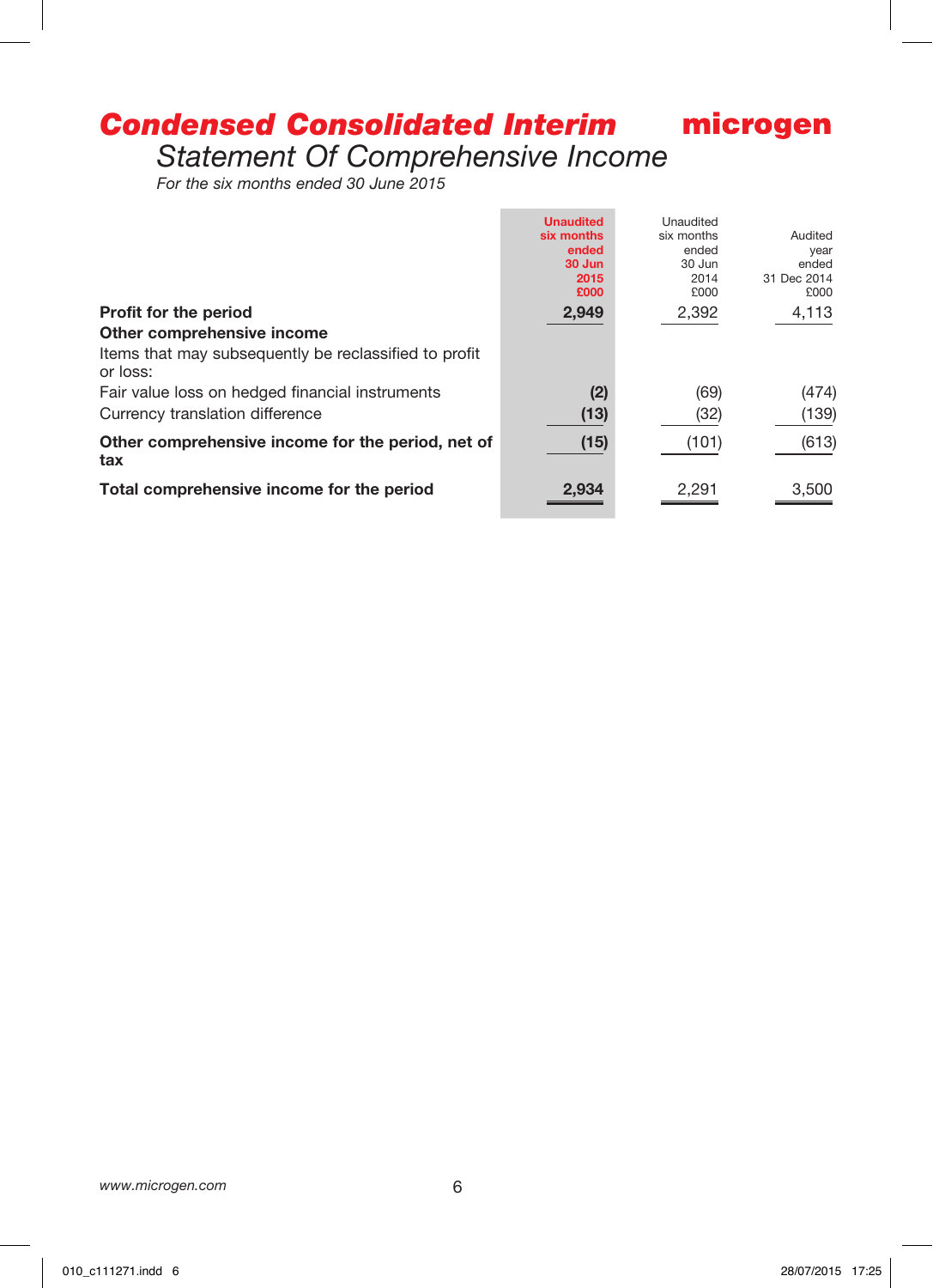# Condensed Consolidated Interim Statement Of Comprehensive Income

*For the six months ended 30 June 2015*

| | Unaudited six months ended 30 Jun 2015 £000 | Unaudited six months ended 30 Jun 2014 £000 | Audited year ended 31 Dec 2014 £000 |
|---|---|---|---|
| **Profit for the period** | **2,949** | 2,392 | 4,113 |
| **Other comprehensive income** | | | |
| Items that may subsequently be reclassified to profit or loss: | | | |
| Fair value loss on hedged financial instruments | **(2)** | (69) | (474) |
| Currency translation difference | **(13)** | (32) | (139) |
| **Other comprehensive income for the period, net of tax** | **(15)** | (101) | (613) |
| **Total comprehensive income for the period** | **2,934** | 2,291 | 3,500 |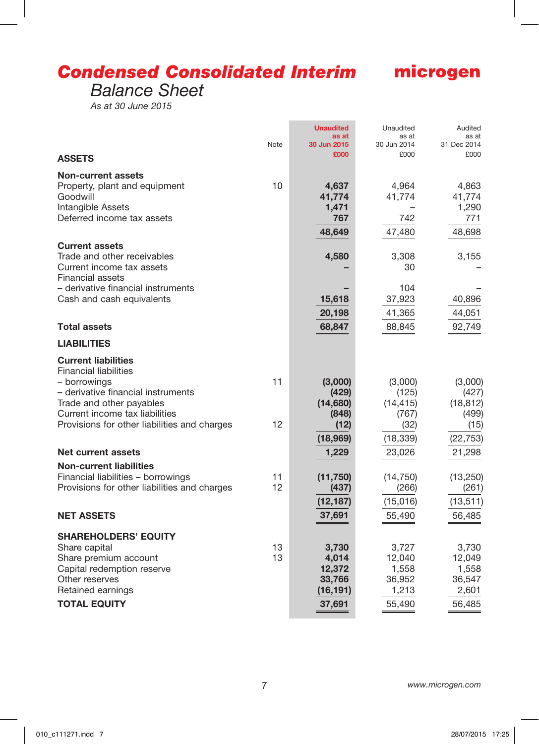# Condensed Consolidated Interim

## Balance Sheet

*As at 30 June 2015*

microgen

| | Note | Unaudited as at 30 Jun 2015 £000 | Unaudited as at 30 Jun 2014 £000 | Audited as at 31 Dec 2014 £000 |
|---|---|---|---|---|
| **ASSETS** | | | | |
| **Non-current assets** | | | | |
| Property, plant and equipment | 10 | **4,637** | 4,964 | 4,863 |
| Goodwill | | **41,774** | 41,774 | 41,774 |
| Intangible Assets | | **1,471** | – | 1,290 |
| Deferred income tax assets | | **767** | 742 | 771 |
| | | **48,649** | 47,480 | 48,698 |
| **Current assets** | | | | |
| Trade and other receivables | | **4,580** | 3,308 | 3,155 |
| Current income tax assets | | **–** | 30 | – |
| Financial assets | | | | |
| – derivative financial instruments | | **–** | 104 | – |
| Cash and cash equivalents | | **15,618** | 37,923 | 40,896 |
| | | **20,198** | 41,365 | 44,051 |
| **Total assets** | | **68,847** | 88,845 | 92,749 |
| **LIABILITIES** | | | | |
| **Current liabilities** | | | | |
| Financial liabilities | | | | |
| – borrowings | 11 | **(3,000)** | (3,000) | (3,000) |
| – derivative financial instruments | | **(429)** | (125) | (427) |
| Trade and other payables | | **(14,680)** | (14,415) | (18,812) |
| Current income tax liabilities | | **(848)** | (767) | (499) |
| Provisions for other liabilities and charges | 12 | **(12)** | (32) | (15) |
| | | **(18,969)** | (18,339) | (22,753) |
| **Net current assets** | | **1,229** | 23,026 | 21,298 |
| **Non-current liabilities** | | | | |
| Financial liabilities – borrowings | 11 | **(11,750)** | (14,750) | (13,250) |
| Provisions for other liabilities and charges | 12 | **(437)** | (266) | (261) |
| | | **(12,187)** | (15,016) | (13,511) |
| **NET ASSETS** | | **37,691** | 55,490 | 56,485 |
| **SHAREHOLDERS' EQUITY** | | | | |
| Share capital | 13 | **3,730** | 3,727 | 3,730 |
| Share premium account | 13 | **4,014** | 12,040 | 12,049 |
| Capital redemption reserve | | **12,372** | 1,558 | 1,558 |
| Other reserves | | **33,766** | 36,952 | 36,547 |
| Retained earnings | | **(16,191)** | 1,213 | 2,601 |
| **TOTAL EQUITY** | | **37,691** | 55,490 | 56,485 |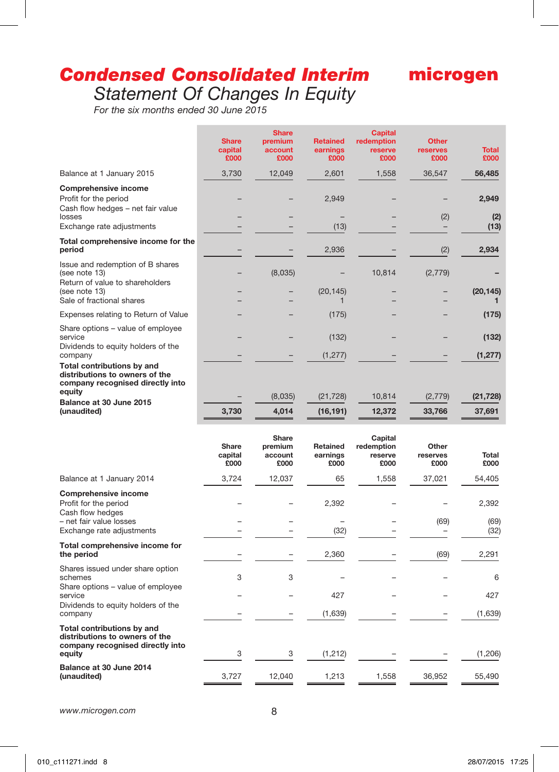# Condensed Consolidated Interim Statement Of Changes In Equity

microgen

*For the six months ended 30 June 2015*

| | Share capital £000 | Share premium account £000 | Retained earnings £000 | Capital redemption reserve £000 | Other reserves £000 | Total £000 |
|---|---|---|---|---|---|---|
| Balance at 1 January 2015 | 3,730 | 12,049 | 2,601 | 1,558 | 36,547 | **56,485** |
| **Comprehensive income** | | | | | | |
| Profit for the period | – | – | 2,949 | – | – | **2,949** |
| Cash flow hedges – net fair value losses | – | – | – | – | (2) | **(2)** |
| Exchange rate adjustments | – | – | (13) | – | – | **(13)** |
| **Total comprehensive income for the period** | – | – | 2,936 | – | (2) | **2,934** |
| Issue and redemption of B shares (see note 13) | – | (8,035) | – | 10,814 | (2,779) | **–** |
| Return of value to shareholders (see note 13) | – | – | (20,145) | – | – | **(20,145)** |
| Sale of fractional shares | – | – | 1 | – | – | **1** |
| Expenses relating to Return of Value | – | – | (175) | – | – | **(175)** |
| Share options – value of employee service | – | – | (132) | – | – | **(132)** |
| Dividends to equity holders of the company | – | – | (1,277) | – | – | **(1,277)** |
| **Total contributions by and distributions to owners of the company recognised directly into equity** | – | (8,035) | (21,728) | 10,814 | (2,779) | **(21,728)** |
| **Balance at 30 June 2015 (unaudited)** | **3,730** | **4,014** | **(16,191)** | **12,372** | **33,766** | **37,691** |

| | Share capital £000 | Share premium account £000 | Retained earnings £000 | Capital redemption reserve £000 | Other reserves £000 | Total £000 |
|---|---|---|---|---|---|---|
| Balance at 1 January 2014 | 3,724 | 12,037 | 65 | 1,558 | 37,021 | 54,405 |
| **Comprehensive income** | | | | | | |
| Profit for the period | – | – | 2,392 | – | – | 2,392 |
| Cash flow hedges – net fair value losses | – | – | – | – | (69) | (69) |
| Exchange rate adjustments | – | – | (32) | – | – | (32) |
| **Total comprehensive income for the period** | – | – | 2,360 | – | (69) | 2,291 |
| Shares issued under share option schemes | 3 | 3 | – | – | – | 6 |
| Share options – value of employee service | – | – | 427 | – | – | 427 |
| Dividends to equity holders of the company | – | – | (1,639) | – | – | (1,639) |
| **Total contributions by and distributions to owners of the company recognised directly into equity** | 3 | 3 | (1,212) | – | – | (1,206) |
| **Balance at 30 June 2014 (unaudited)** | 3,727 | 12,040 | 1,213 | 1,558 | 36,952 | 55,490 |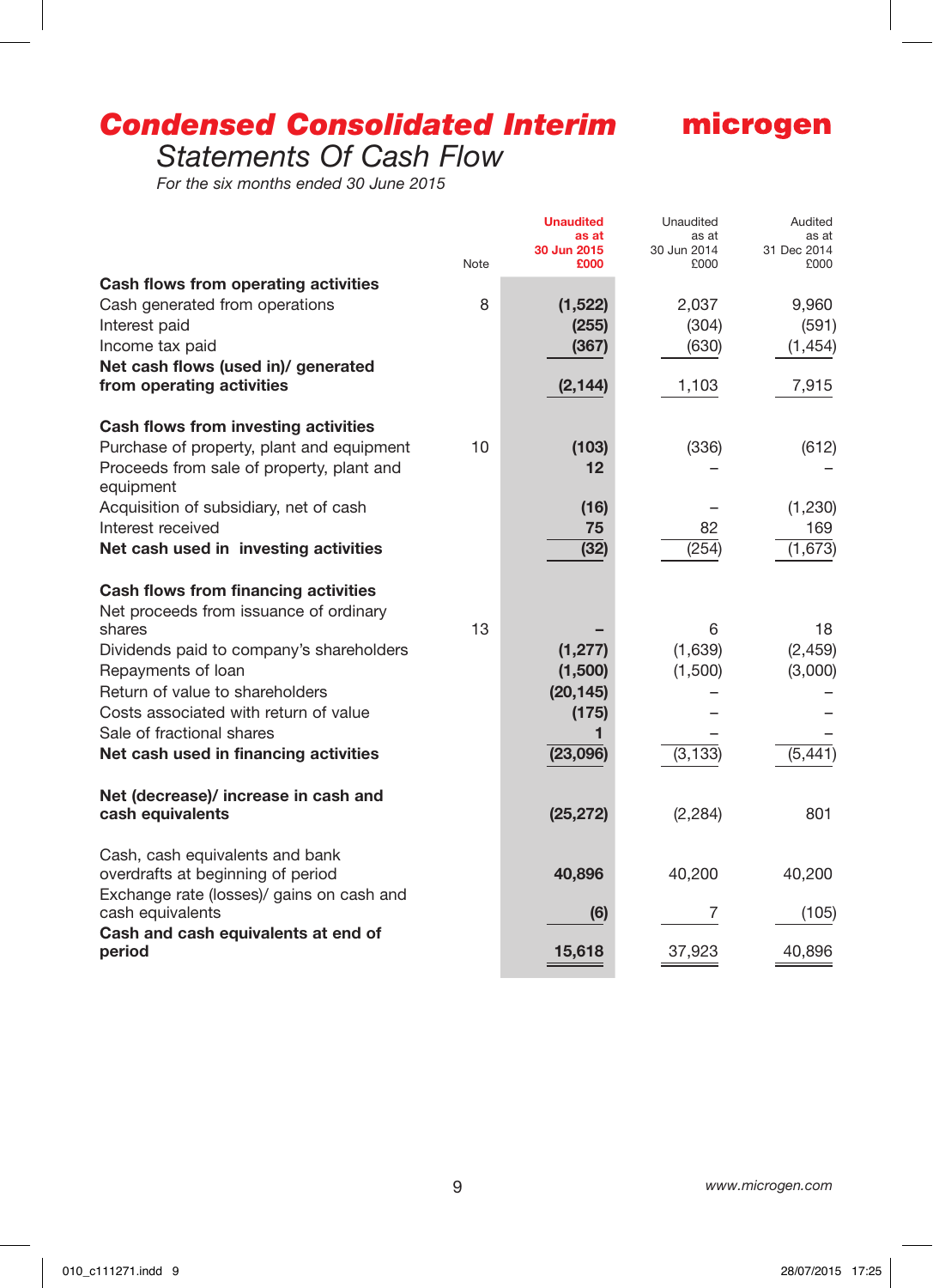# Condensed Consolidated Interim

microgen

## Statements Of Cash Flow

*For the six months ended 30 June 2015*

| | Note | Unaudited as at 30 Jun 2015 £000 | Unaudited as at 30 Jun 2014 £000 | Audited as at 31 Dec 2014 £000 |
|---|---|---|---|---|
| **Cash flows from operating activities** | | | | |
| Cash generated from operations | 8 | **(1,522)** | 2,037 | 9,960 |
| Interest paid | | **(255)** | (304) | (591) |
| Income tax paid | | **(367)** | (630) | (1,454) |
| **Net cash flows (used in)/ generated from operating activities** | | **(2,144)** | 1,103 | 7,915 |
| | | | | |
| **Cash flows from investing activities** | | | | |
| Purchase of property, plant and equipment | 10 | **(103)** | (336) | (612) |
| Proceeds from sale of property, plant and equipment | | **12** | – | – |
| Acquisition of subsidiary, net of cash | | **(16)** | – | (1,230) |
| Interest received | | **75** | 82 | 169 |
| **Net cash used in investing activities** | | **(32)** | (254) | (1,673) |
| | | | | |
| **Cash flows from financing activities** | | | | |
| Net proceeds from issuance of ordinary shares | 13 | **–** | 6 | 18 |
| Dividends paid to company's shareholders | | **(1,277)** | (1,639) | (2,459) |
| Repayments of loan | | **(1,500)** | (1,500) | (3,000) |
| Return of value to shareholders | | **(20,145)** | – | – |
| Costs associated with return of value | | **(175)** | – | – |
| Sale of fractional shares | | **1** | – | – |
| **Net cash used in financing activities** | | **(23,096)** | (3,133) | (5,441) |
| | | | | |
| **Net (decrease)/ increase in cash and cash equivalents** | | **(25,272)** | (2,284) | 801 |
| | | | | |
| Cash, cash equivalents and bank overdrafts at beginning of period | | **40,896** | 40,200 | 40,200 |
| Exchange rate (losses)/ gains on cash and cash equivalents | | **(6)** | 7 | (105) |
| **Cash and cash equivalents at end of period** | | **15,618** | 37,923 | 40,896 |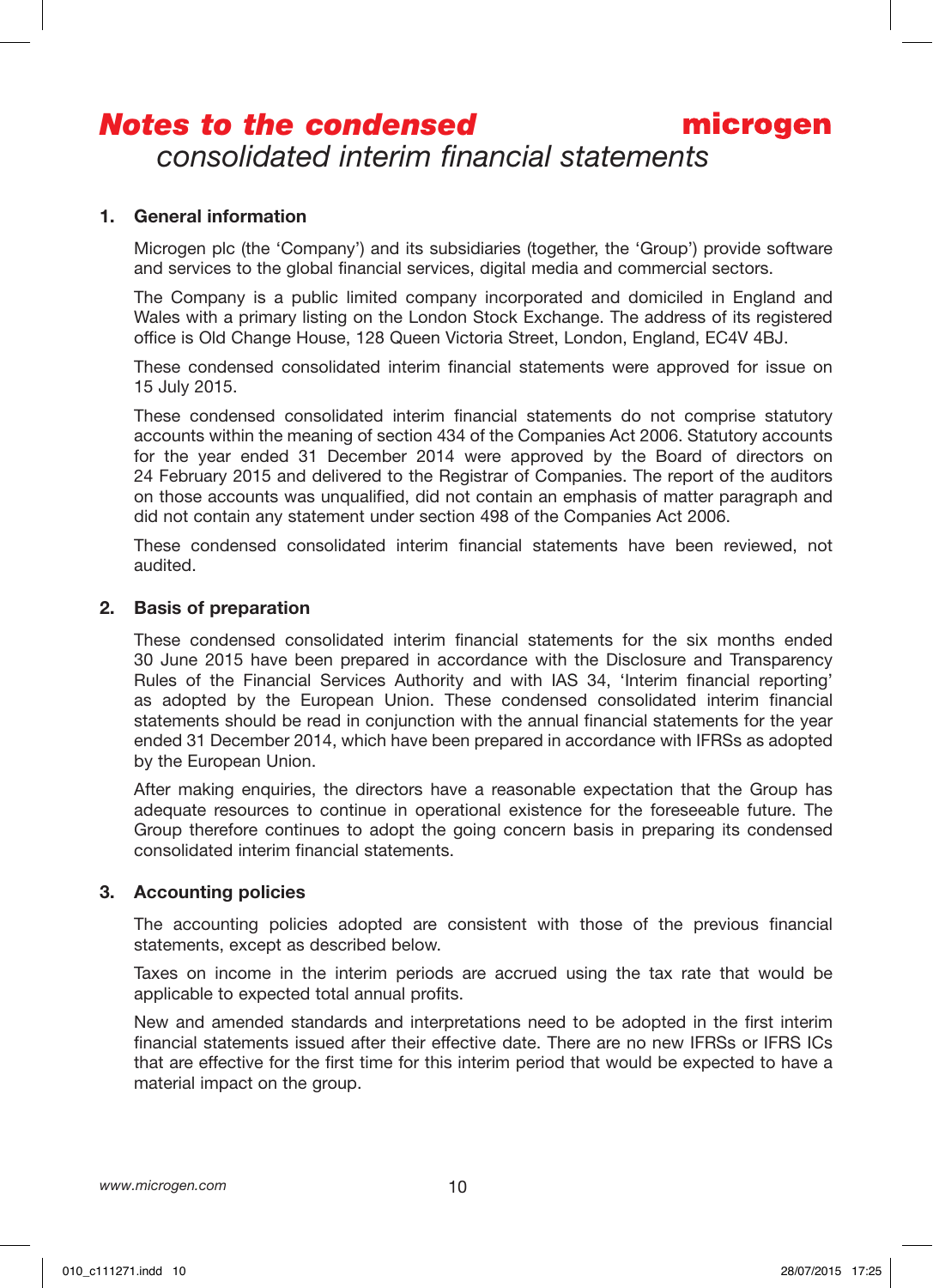# Notes to the condensed consolidated interim financial statements

## 1. General information

Microgen plc (the 'Company') and its subsidiaries (together, the 'Group') provide software and services to the global financial services, digital media and commercial sectors.

The Company is a public limited company incorporated and domiciled in England and Wales with a primary listing on the London Stock Exchange. The address of its registered office is Old Change House, 128 Queen Victoria Street, London, England, EC4V 4BJ.

These condensed consolidated interim financial statements were approved for issue on 15 July 2015.

These condensed consolidated interim financial statements do not comprise statutory accounts within the meaning of section 434 of the Companies Act 2006. Statutory accounts for the year ended 31 December 2014 were approved by the Board of directors on 24 February 2015 and delivered to the Registrar of Companies. The report of the auditors on those accounts was unqualified, did not contain an emphasis of matter paragraph and did not contain any statement under section 498 of the Companies Act 2006.

These condensed consolidated interim financial statements have been reviewed, not audited.

## 2. Basis of preparation

These condensed consolidated interim financial statements for the six months ended 30 June 2015 have been prepared in accordance with the Disclosure and Transparency Rules of the Financial Services Authority and with IAS 34, 'Interim financial reporting' as adopted by the European Union. These condensed consolidated interim financial statements should be read in conjunction with the annual financial statements for the year ended 31 December 2014, which have been prepared in accordance with IFRSs as adopted by the European Union.

After making enquiries, the directors have a reasonable expectation that the Group has adequate resources to continue in operational existence for the foreseeable future. The Group therefore continues to adopt the going concern basis in preparing its condensed consolidated interim financial statements.

## 3. Accounting policies

The accounting policies adopted are consistent with those of the previous financial statements, except as described below.

Taxes on income in the interim periods are accrued using the tax rate that would be applicable to expected total annual profits.

New and amended standards and interpretations need to be adopted in the first interim financial statements issued after their effective date. There are no new IFRSs or IFRS ICs that are effective for the first time for this interim period that would be expected to have a material impact on the group.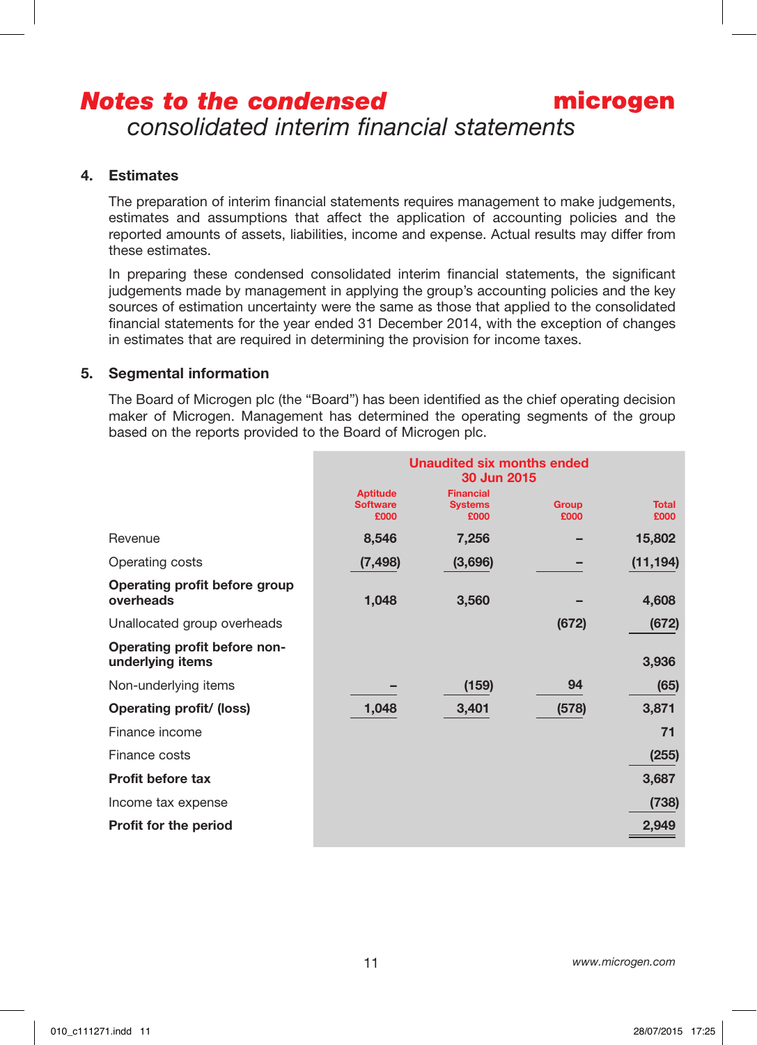# Notes to the condensed consolidated interim financial statements

## 4. Estimates

The preparation of interim financial statements requires management to make judgements, estimates and assumptions that affect the application of accounting policies and the reported amounts of assets, liabilities, income and expense. Actual results may differ from these estimates.

In preparing these condensed consolidated interim financial statements, the significant judgements made by management in applying the group's accounting policies and the key sources of estimation uncertainty were the same as those that applied to the consolidated financial statements for the year ended 31 December 2014, with the exception of changes in estimates that are required in determining the provision for income taxes.

## 5. Segmental information

The Board of Microgen plc (the "Board") has been identified as the chief operating decision maker of Microgen. Management has determined the operating segments of the group based on the reports provided to the Board of Microgen plc.

| | Unaudited six months ended 30 Jun 2015 | | | |
|---|---|---|---|---|
| | Aptitude Software £000 | Financial Systems £000 | Group £000 | Total £000 |
| Revenue | 8,546 | 7,256 | – | 15,802 |
| Operating costs | (7,498) | (3,696) | – | (11,194) |
| **Operating profit before group overheads** | 1,048 | 3,560 | – | 4,608 |
| Unallocated group overheads | | | (672) | (672) |
| **Operating profit before non-underlying items** | | | | 3,936 |
| Non-underlying items | – | (159) | 94 | (65) |
| **Operating profit/ (loss)** | 1,048 | 3,401 | (578) | 3,871 |
| Finance income | | | | 71 |
| Finance costs | | | | (255) |
| **Profit before tax** | | | | 3,687 |
| Income tax expense | | | | (738) |
| **Profit for the period** | | | | 2,949 |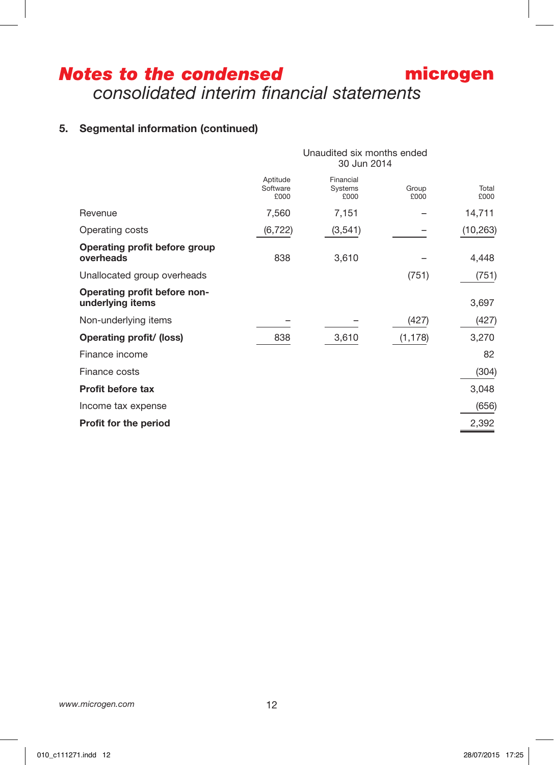# *Notes to the condensed consolidated interim financial statements*

## 5. Segmental information (continued)

| | Unaudited six months ended 30 Jun 2014 | | | |
|---|---|---|---|---|
| | Aptitude Software £000 | Financial Systems £000 | Group £000 | Total £000 |
| Revenue | 7,560 | 7,151 | – | 14,711 |
| Operating costs | (6,722) | (3,541) | – | (10,263) |
| **Operating profit before group overheads** | 838 | 3,610 | – | 4,448 |
| Unallocated group overheads | | | (751) | (751) |
| **Operating profit before non-underlying items** | | | | 3,697 |
| Non-underlying items | – | – | (427) | (427) |
| **Operating profit/ (loss)** | 838 | 3,610 | (1,178) | 3,270 |
| Finance income | | | | 82 |
| Finance costs | | | | (304) |
| **Profit before tax** | | | | 3,048 |
| Income tax expense | | | | (656) |
| **Profit for the period** | | | | 2,392 |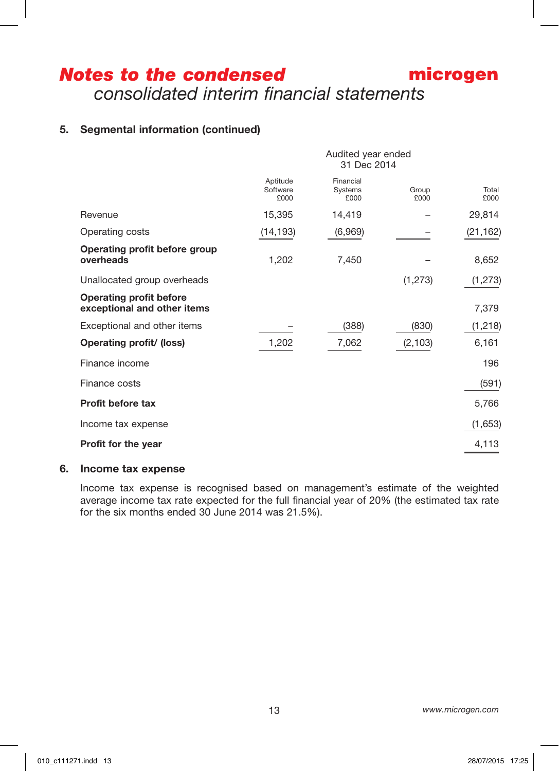# Notes to the condensed consolidated interim financial statements

## 5. Segmental information (continued)

| | Audited year ended 31 Dec 2014 | | | |
|---|---|---|---|---|
| | Aptitude Software £000 | Financial Systems £000 | Group £000 | Total £000 |
| Revenue | 15,395 | 14,419 | – | 29,814 |
| Operating costs | (14,193) | (6,969) | – | (21,162) |
| **Operating profit before group overheads** | 1,202 | 7,450 | – | 8,652 |
| Unallocated group overheads | | | (1,273) | (1,273) |
| **Operating profit before exceptional and other items** | | | | 7,379 |
| Exceptional and other items | – | (388) | (830) | (1,218) |
| **Operating profit/ (loss)** | 1,202 | 7,062 | (2,103) | 6,161 |
| Finance income | | | | 196 |
| Finance costs | | | | (591) |
| **Profit before tax** | | | | 5,766 |
| Income tax expense | | | | (1,653) |
| **Profit for the year** | | | | 4,113 |

## 6. Income tax expense

Income tax expense is recognised based on management's estimate of the weighted average income tax rate expected for the full financial year of 20% (the estimated tax rate for the six months ended 30 June 2014 was 21.5%).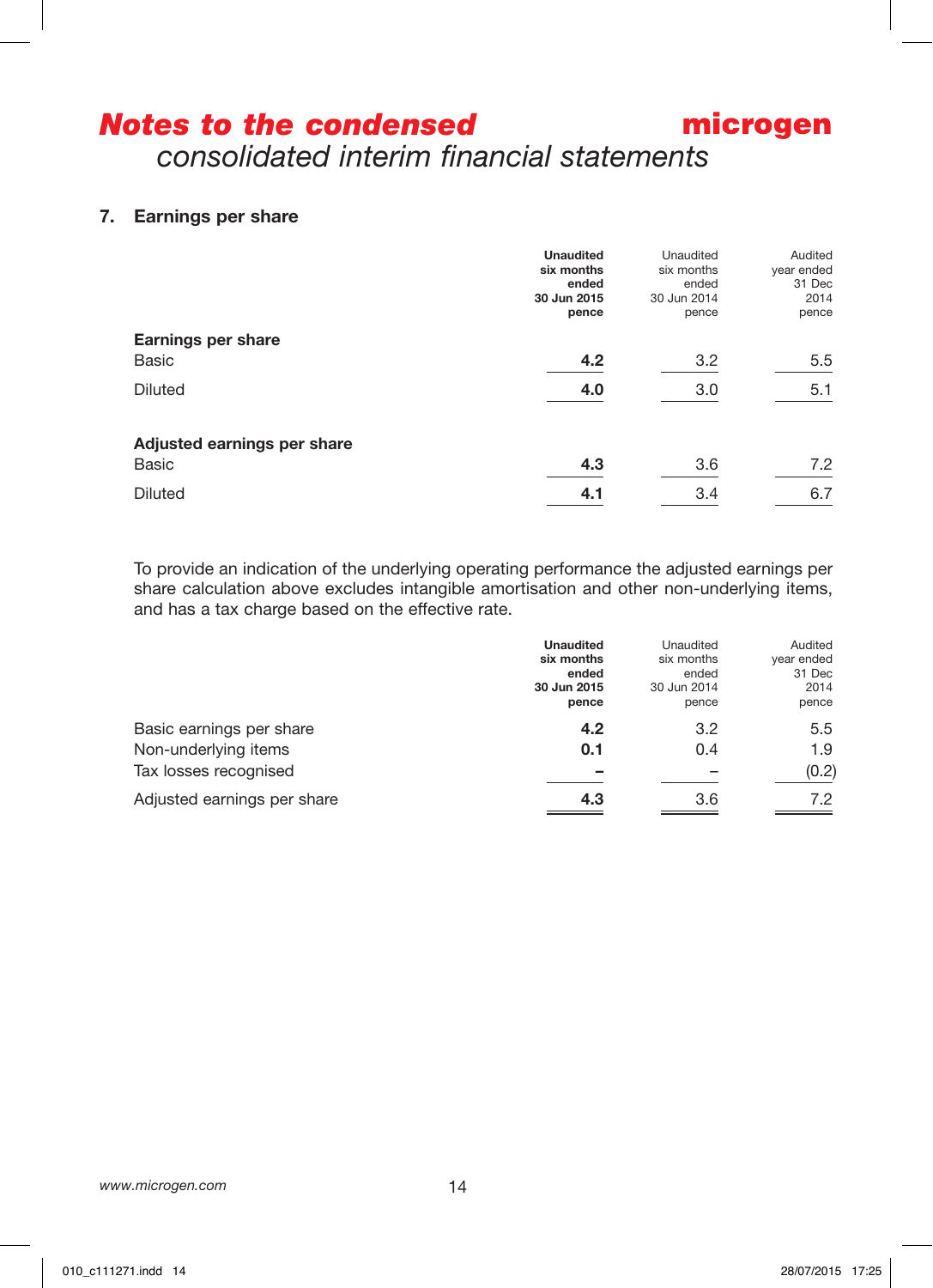# *Notes to the condensed consolidated interim financial statements*

## 7. Earnings per share

| | **Unaudited six months ended 30 Jun 2015 pence** | Unaudited six months ended 30 Jun 2014 pence | Audited year ended 31 Dec 2014 pence |
|---|---|---|---|
| **Earnings per share** | | | |
| Basic | **4.2** | 3.2 | 5.5 |
| Diluted | **4.0** | 3.0 | 5.1 |
| **Adjusted earnings per share** | | | |
| Basic | **4.3** | 3.6 | 7.2 |
| Diluted | **4.1** | 3.4 | 6.7 |

To provide an indication of the underlying operating performance the adjusted earnings per share calculation above excludes intangible amortisation and other non-underlying items, and has a tax charge based on the effective rate.

| | **Unaudited six months ended 30 Jun 2015 pence** | Unaudited six months ended 30 Jun 2014 pence | Audited year ended 31 Dec 2014 pence |
|---|---|---|---|
| Basic earnings per share | **4.2** | 3.2 | 5.5 |
| Non-underlying items | **0.1** | 0.4 | 1.9 |
| Tax losses recognised | **–** | – | (0.2) |
| Adjusted earnings per share | **4.3** | 3.6 | 7.2 |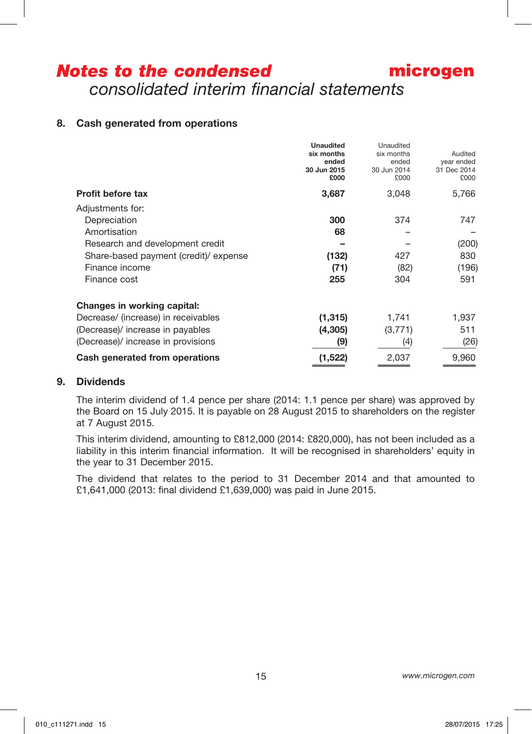# *Notes to the condensed consolidated interim financial statements*

## 8. Cash generated from operations

| | Unaudited six months ended 30 Jun 2015 £000 | Unaudited six months ended 30 Jun 2014 £000 | Audited year ended 31 Dec 2014 £000 |
|---|---|---|---|
| **Profit before tax** | **3,687** | 3,048 | 5,766 |
| Adjustments for: | | | |
| Depreciation | **300** | 374 | 747 |
| Amortisation | **68** | – | – |
| Research and development credit | **–** | – | (200) |
| Share-based payment (credit)/ expense | **(132)** | 427 | 830 |
| Finance income | **(71)** | (82) | (196) |
| Finance cost | **255** | 304 | 591 |
| **Changes in working capital:** | | | |
| Decrease/ (increase) in receivables | **(1,315)** | 1,741 | 1,937 |
| (Decrease)/ increase in payables | **(4,305)** | (3,771) | 511 |
| (Decrease)/ increase in provisions | **(9)** | (4) | (26) |
| **Cash generated from operations** | **(1,522)** | 2,037 | 9,960 |

## 9. Dividends

The interim dividend of 1.4 pence per share (2014: 1.1 pence per share) was approved by the Board on 15 July 2015. It is payable on 28 August 2015 to shareholders on the register at 7 August 2015.

This interim dividend, amounting to £812,000 (2014: £820,000), has not been included as a liability in this interim financial information. It will be recognised in shareholders' equity in the year to 31 December 2015.

The dividend that relates to the period to 31 December 2014 and that amounted to £1,641,000 (2013: final dividend £1,639,000) was paid in June 2015.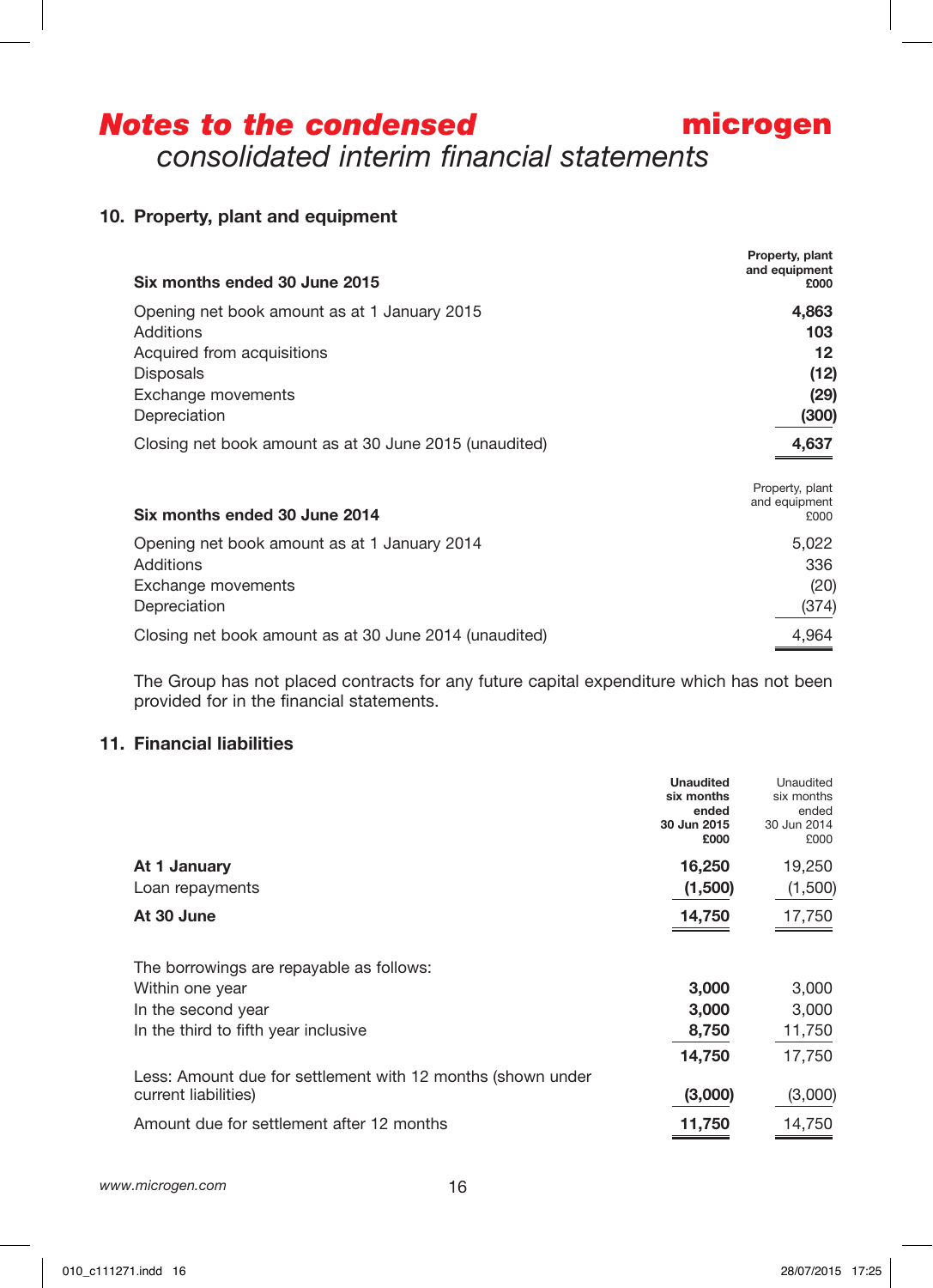# Notes to the condensed consolidated interim financial statements

## 10. Property, plant and equipment

| **Six months ended 30 June 2015** | **Property, plant and equipment £000** |
|---|---|
| Opening net book amount as at 1 January 2015 | **4,863** |
| Additions | **103** |
| Acquired from acquisitions | **12** |
| Disposals | **(12)** |
| Exchange movements | **(29)** |
| Depreciation | **(300)** |
| Closing net book amount as at 30 June 2015 (unaudited) | **4,637** |

| **Six months ended 30 June 2014** | Property, plant and equipment £000 |
|---|---|
| Opening net book amount as at 1 January 2014 | 5,022 |
| Additions | 336 |
| Exchange movements | (20) |
| Depreciation | (374) |
| Closing net book amount as at 30 June 2014 (unaudited) | 4,964 |

The Group has not placed contracts for any future capital expenditure which has not been provided for in the financial statements.

## 11. Financial liabilities

| | **Unaudited six months ended 30 Jun 2015 £000** | Unaudited six months ended 30 Jun 2014 £000 |
|---|---|---|
| **At 1 January** | **16,250** | 19,250 |
| Loan repayments | **(1,500)** | (1,500) |
| **At 30 June** | **14,750** | 17,750 |
| | | |
| The borrowings are repayable as follows: | | |
| Within one year | **3,000** | 3,000 |
| In the second year | **3,000** | 3,000 |
| In the third to fifth year inclusive | **8,750** | 11,750 |
| | **14,750** | 17,750 |
| Less: Amount due for settlement with 12 months (shown under current liabilities) | **(3,000)** | (3,000) |
| Amount due for settlement after 12 months | **11,750** | 14,750 |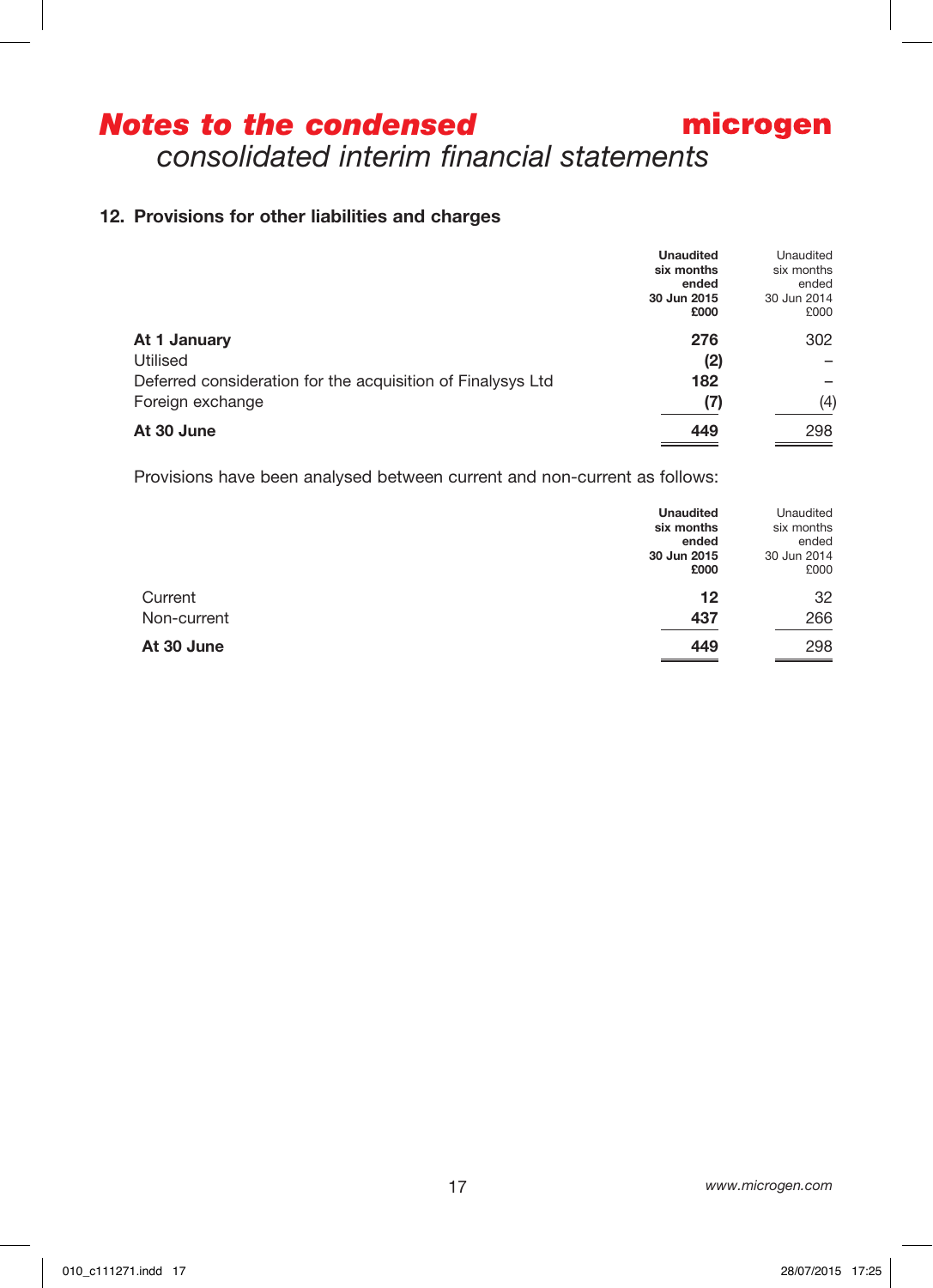# *Notes to the condensed consolidated interim financial statements*

## 12. Provisions for other liabilities and charges

| | **Unaudited six months ended 30 Jun 2015 £000** | Unaudited six months ended 30 Jun 2014 £000 |
|---|---|---|
| **At 1 January** | **276** | 302 |
| Utilised | **(2)** | – |
| Deferred consideration for the acquisition of Finalysys Ltd | **182** | – |
| Foreign exchange | **(7)** | (4) |
| **At 30 June** | **449** | 298 |

Provisions have been analysed between current and non-current as follows:

| | **Unaudited six months ended 30 Jun 2015 £000** | Unaudited six months ended 30 Jun 2014 £000 |
|---|---|---|
| Current | **12** | 32 |
| Non-current | **437** | 266 |
| **At 30 June** | **449** | 298 |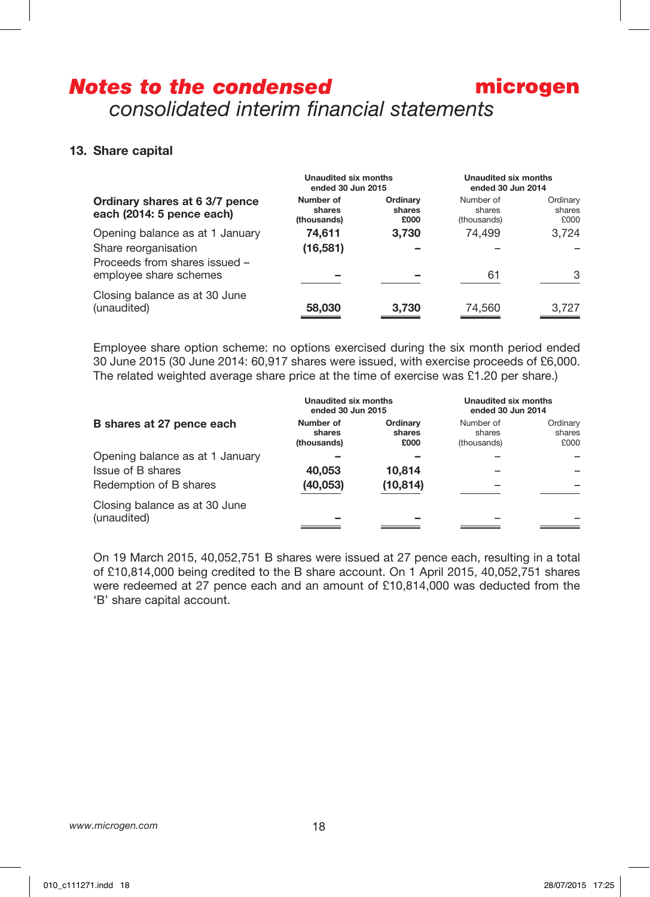## Notes to the condensed consolidated interim financial statements

### 13. Share capital

| Ordinary shares at 6 3/7 pence each (2014: 5 pence each) | Unaudited six months ended 30 Jun 2015 Number of shares (thousands) | Unaudited six months ended 30 Jun 2015 Ordinary shares £000 | Unaudited six months ended 30 Jun 2014 Number of shares (thousands) | Unaudited six months ended 30 Jun 2014 Ordinary shares £000 |
|---|---|---|---|---|
| Opening balance as at 1 January | **74,611** | **3,730** | 74,499 | 3,724 |
| Share reorganisation | **(16,581)** | **–** | – | – |
| Proceeds from shares issued – employee share schemes | **–** | **–** | 61 | 3 |
| Closing balance as at 30 June (unaudited) | **58,030** | **3,730** | 74,560 | 3,727 |

Employee share option scheme: no options exercised during the six month period ended 30 June 2015 (30 June 2014: 60,917 shares were issued, with exercise proceeds of £6,000. The related weighted average share price at the time of exercise was £1.20 per share.)

| B shares at 27 pence each | Unaudited six months ended 30 Jun 2015 Number of shares (thousands) | Unaudited six months ended 30 Jun 2015 Ordinary shares £000 | Unaudited six months ended 30 Jun 2014 Number of shares (thousands) | Unaudited six months ended 30 Jun 2014 Ordinary shares £000 |
|---|---|---|---|---|
| Opening balance as at 1 January | **–** | **–** | – | – |
| Issue of B shares | **40,053** | **10,814** | – | – |
| Redemption of B shares | **(40,053)** | **(10,814)** | – | – |
| Closing balance as at 30 June (unaudited) | **–** | **–** | – | – |

On 19 March 2015, 40,052,751 B shares were issued at 27 pence each, resulting in a total of £10,814,000 being credited to the B share account. On 1 April 2015, 40,052,751 shares were redeemed at 27 pence each and an amount of £10,814,000 was deducted from the 'B' share capital account.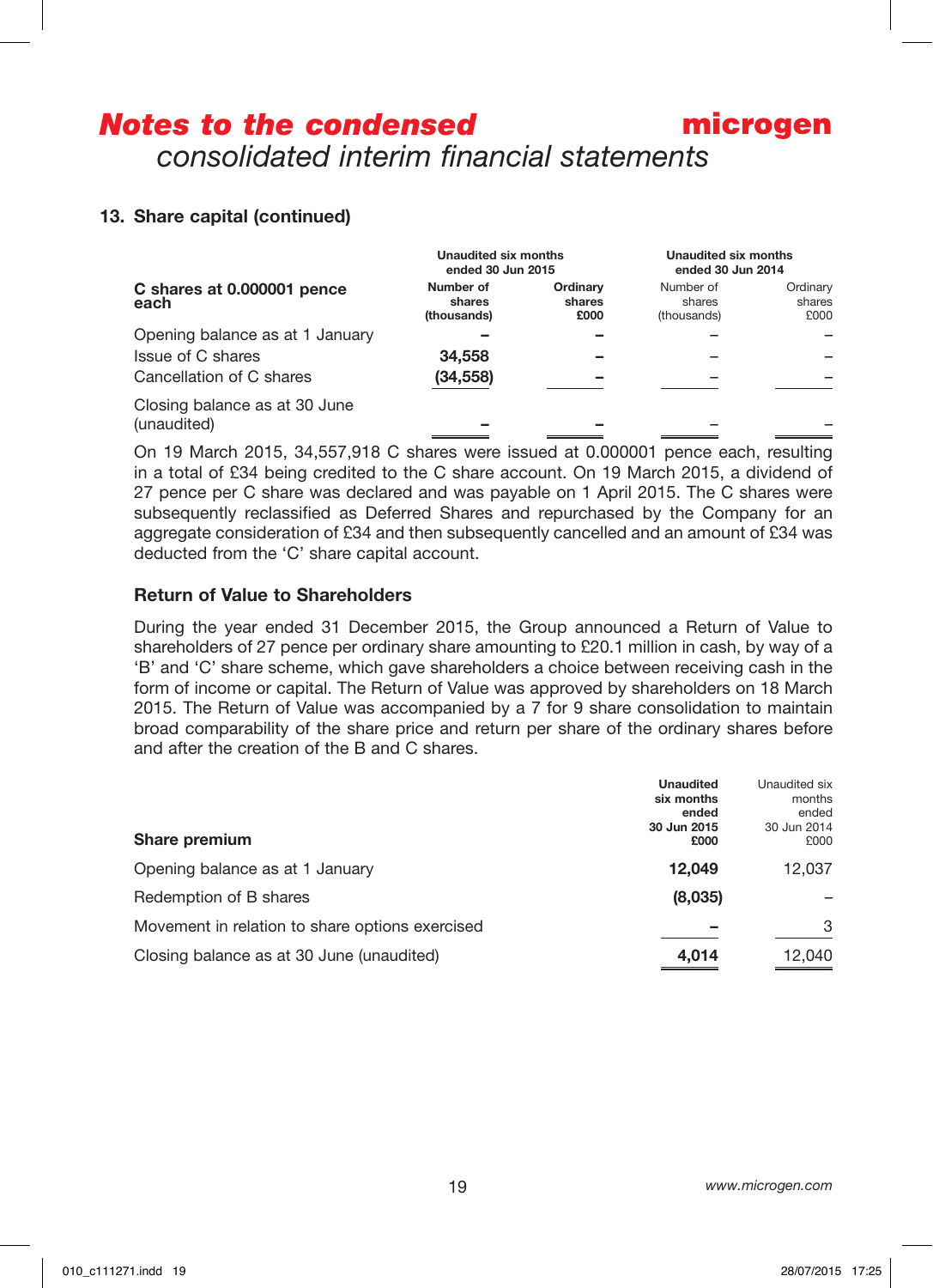# *Notes to the condensed consolidated interim financial statements*

### 13. Share capital (continued)

| **C shares at 0.000001 pence each** | **Unaudited six months ended 30 Jun 2015** | | Unaudited six months ended 30 Jun 2014 | |
|---|---|---|---|---|
| | **Number of shares (thousands)** | **Ordinary shares £000** | Number of shares (thousands) | Ordinary shares £000 |
| Opening balance as at 1 January | **–** | **–** | – | – |
| Issue of C shares | **34,558** | **–** | – | – |
| Cancellation of C shares | **(34,558)** | **–** | – | – |
| Closing balance as at 30 June (unaudited) | **–** | **–** | – | – |

On 19 March 2015, 34,557,918 C shares were issued at 0.000001 pence each, resulting in a total of £34 being credited to the C share account. On 19 March 2015, a dividend of 27 pence per C share was declared and was payable on 1 April 2015. The C shares were subsequently reclassified as Deferred Shares and repurchased by the Company for an aggregate consideration of £34 and then subsequently cancelled and an amount of £34 was deducted from the 'C' share capital account.

#### Return of Value to Shareholders

During the year ended 31 December 2015, the Group announced a Return of Value to shareholders of 27 pence per ordinary share amounting to £20.1 million in cash, by way of a 'B' and 'C' share scheme, which gave shareholders a choice between receiving cash in the form of income or capital. The Return of Value was approved by shareholders on 18 March 2015. The Return of Value was accompanied by a 7 for 9 share consolidation to maintain broad comparability of the share price and return per share of the ordinary shares before and after the creation of the B and C shares.

| **Share premium** | **Unaudited six months ended 30 Jun 2015 £000** | Unaudited six months ended 30 Jun 2014 £000 |
|---|---|---|
| Opening balance as at 1 January | **12,049** | 12,037 |
| Redemption of B shares | **(8,035)** | – |
| Movement in relation to share options exercised | **–** | 3 |
| Closing balance as at 30 June (unaudited) | **4,014** | 12,040 |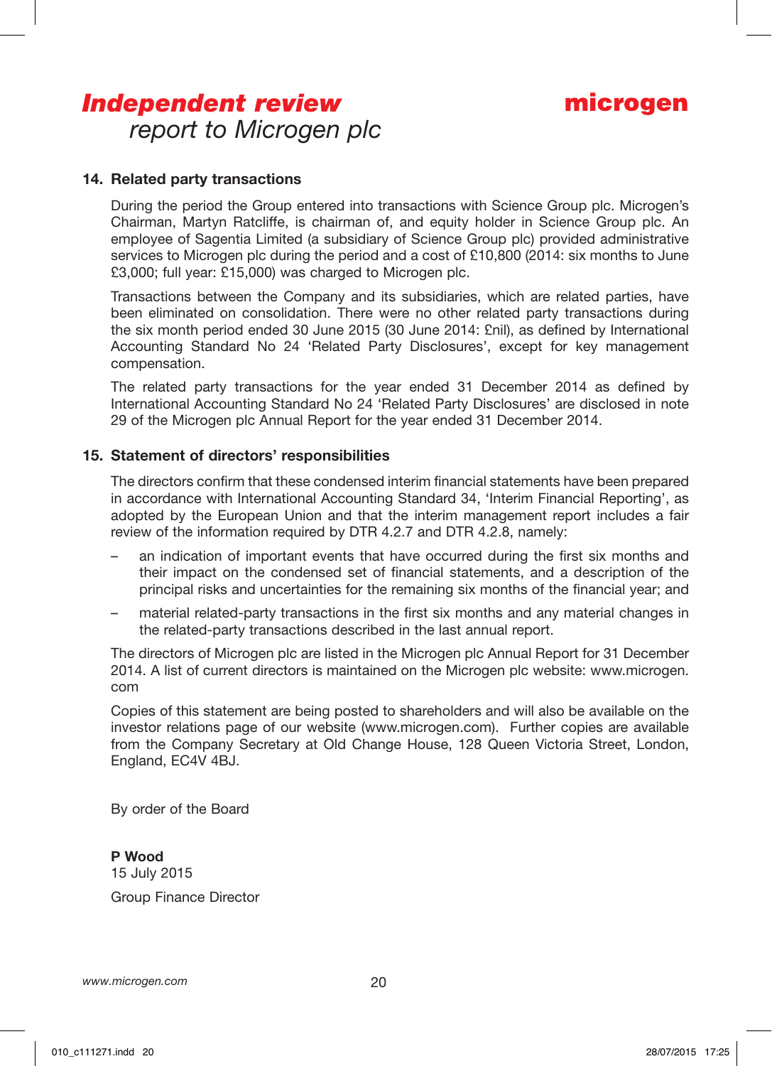## 14. Related party transactions

During the period the Group entered into transactions with Science Group plc. Microgen's Chairman, Martyn Ratcliffe, is chairman of, and equity holder in Science Group plc. An employee of Sagentia Limited (a subsidiary of Science Group plc) provided administrative services to Microgen plc during the period and a cost of £10,800 (2014: six months to June £3,000; full year: £15,000) was charged to Microgen plc.

Transactions between the Company and its subsidiaries, which are related parties, have been eliminated on consolidation. There were no other related party transactions during the six month period ended 30 June 2015 (30 June 2014: £nil), as defined by International Accounting Standard No 24 'Related Party Disclosures', except for key management compensation.

The related party transactions for the year ended 31 December 2014 as defined by International Accounting Standard No 24 'Related Party Disclosures' are disclosed in note 29 of the Microgen plc Annual Report for the year ended 31 December 2014.

## 15. Statement of directors' responsibilities

The directors confirm that these condensed interim financial statements have been prepared in accordance with International Accounting Standard 34, 'Interim Financial Reporting', as adopted by the European Union and that the interim management report includes a fair review of the information required by DTR 4.2.7 and DTR 4.2.8, namely:

- an indication of important events that have occurred during the first six months and their impact on the condensed set of financial statements, and a description of the principal risks and uncertainties for the remaining six months of the financial year; and
- material related-party transactions in the first six months and any material changes in the related-party transactions described in the last annual report.

The directors of Microgen plc are listed in the Microgen plc Annual Report for 31 December 2014. A list of current directors is maintained on the Microgen plc website: www.microgen.com

Copies of this statement are being posted to shareholders and will also be available on the investor relations page of our website (www.microgen.com). Further copies are available from the Company Secretary at Old Change House, 128 Queen Victoria Street, London, England, EC4V 4BJ.

By order of the Board

**P Wood**
15 July 2015

Group Finance Director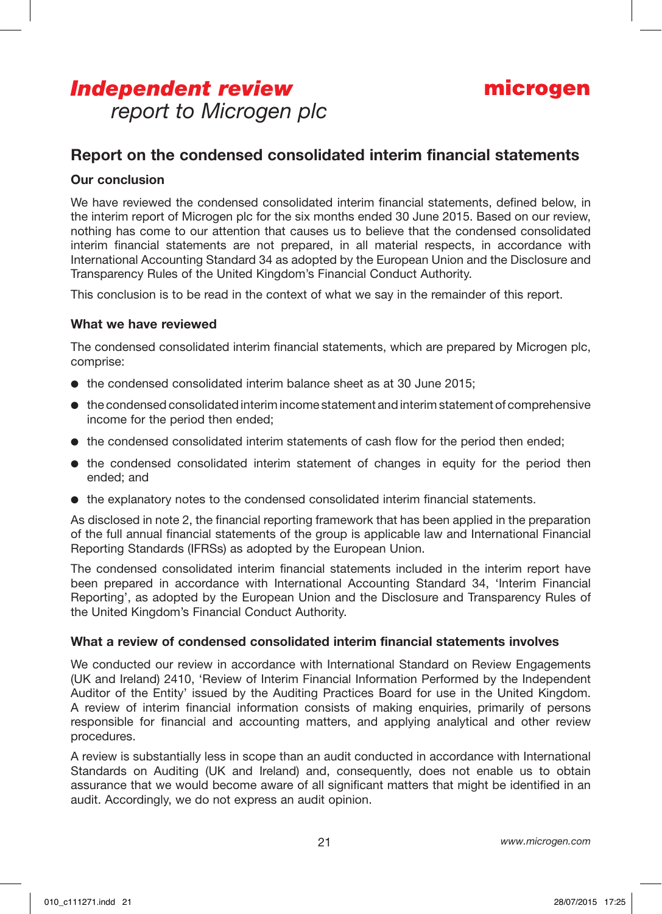# *Independent review* report to Microgen plc

## Report on the condensed consolidated interim financial statements

### Our conclusion

We have reviewed the condensed consolidated interim financial statements, defined below, in the interim report of Microgen plc for the six months ended 30 June 2015. Based on our review, nothing has come to our attention that causes us to believe that the condensed consolidated interim financial statements are not prepared, in all material respects, in accordance with International Accounting Standard 34 as adopted by the European Union and the Disclosure and Transparency Rules of the United Kingdom's Financial Conduct Authority.

This conclusion is to be read in the context of what we say in the remainder of this report.

### What we have reviewed

The condensed consolidated interim financial statements, which are prepared by Microgen plc, comprise:

- the condensed consolidated interim balance sheet as at 30 June 2015;
- the condensed consolidated interim income statement and interim statement of comprehensive income for the period then ended;
- the condensed consolidated interim statements of cash flow for the period then ended;
- the condensed consolidated interim statement of changes in equity for the period then ended; and
- the explanatory notes to the condensed consolidated interim financial statements.

As disclosed in note 2, the financial reporting framework that has been applied in the preparation of the full annual financial statements of the group is applicable law and International Financial Reporting Standards (IFRSs) as adopted by the European Union.

The condensed consolidated interim financial statements included in the interim report have been prepared in accordance with International Accounting Standard 34, 'Interim Financial Reporting', as adopted by the European Union and the Disclosure and Transparency Rules of the United Kingdom's Financial Conduct Authority.

### What a review of condensed consolidated interim financial statements involves

We conducted our review in accordance with International Standard on Review Engagements (UK and Ireland) 2410, 'Review of Interim Financial Information Performed by the Independent Auditor of the Entity' issued by the Auditing Practices Board for use in the United Kingdom. A review of interim financial information consists of making enquiries, primarily of persons responsible for financial and accounting matters, and applying analytical and other review procedures.

A review is substantially less in scope than an audit conducted in accordance with International Standards on Auditing (UK and Ireland) and, consequently, does not enable us to obtain assurance that we would become aware of all significant matters that might be identified in an audit. Accordingly, we do not express an audit opinion.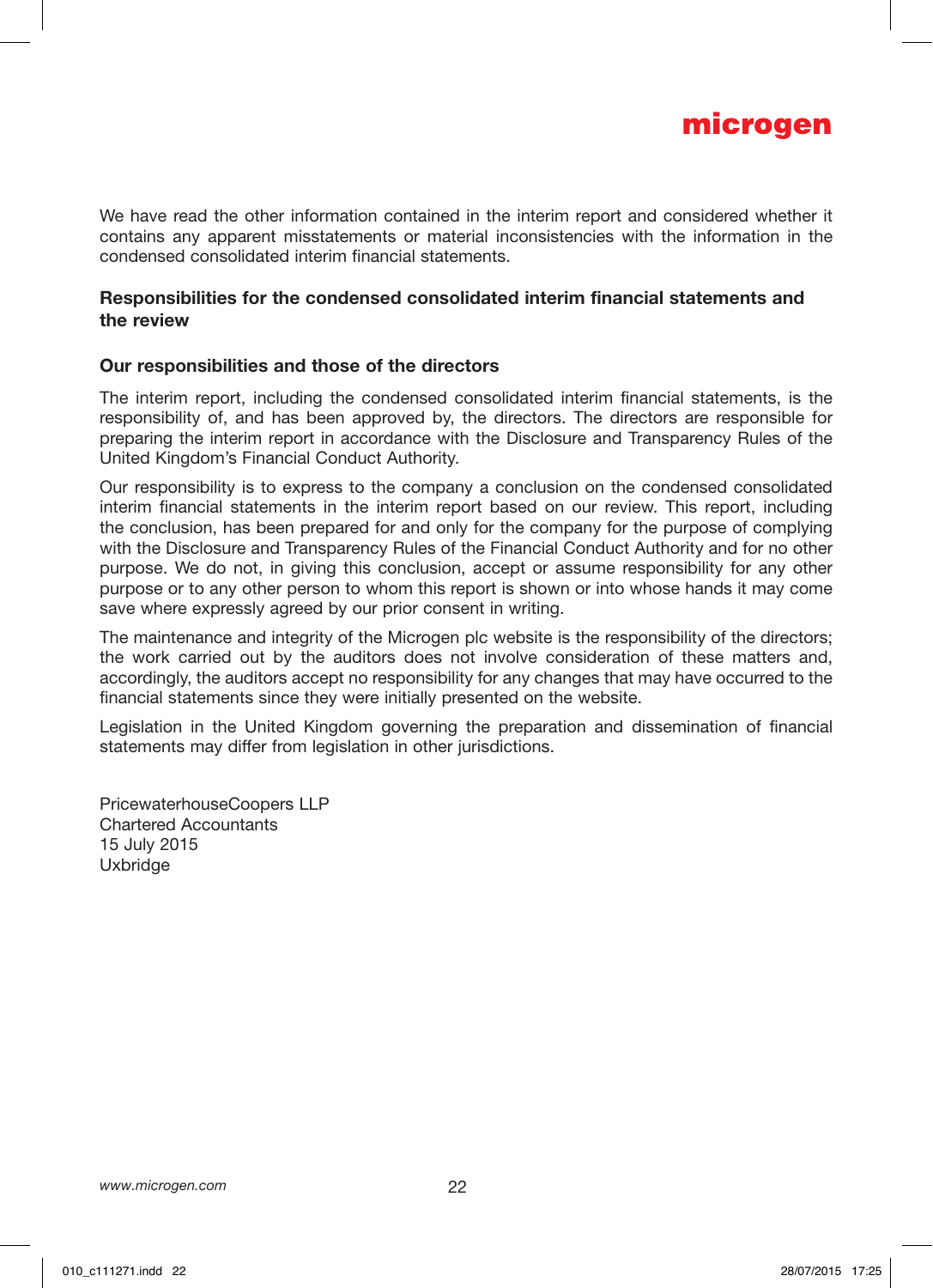We have read the other information contained in the interim report and considered whether it contains any apparent misstatements or material inconsistencies with the information in the condensed consolidated interim financial statements.

## Responsibilities for the condensed consolidated interim financial statements and the review

### Our responsibilities and those of the directors

The interim report, including the condensed consolidated interim financial statements, is the responsibility of, and has been approved by, the directors. The directors are responsible for preparing the interim report in accordance with the Disclosure and Transparency Rules of the United Kingdom's Financial Conduct Authority.

Our responsibility is to express to the company a conclusion on the condensed consolidated interim financial statements in the interim report based on our review. This report, including the conclusion, has been prepared for and only for the company for the purpose of complying with the Disclosure and Transparency Rules of the Financial Conduct Authority and for no other purpose. We do not, in giving this conclusion, accept or assume responsibility for any other purpose or to any other person to whom this report is shown or into whose hands it may come save where expressly agreed by our prior consent in writing.

The maintenance and integrity of the Microgen plc website is the responsibility of the directors; the work carried out by the auditors does not involve consideration of these matters and, accordingly, the auditors accept no responsibility for any changes that may have occurred to the financial statements since they were initially presented on the website.

Legislation in the United Kingdom governing the preparation and dissemination of financial statements may differ from legislation in other jurisdictions.

PricewaterhouseCoopers LLP
Chartered Accountants
15 July 2015
Uxbridge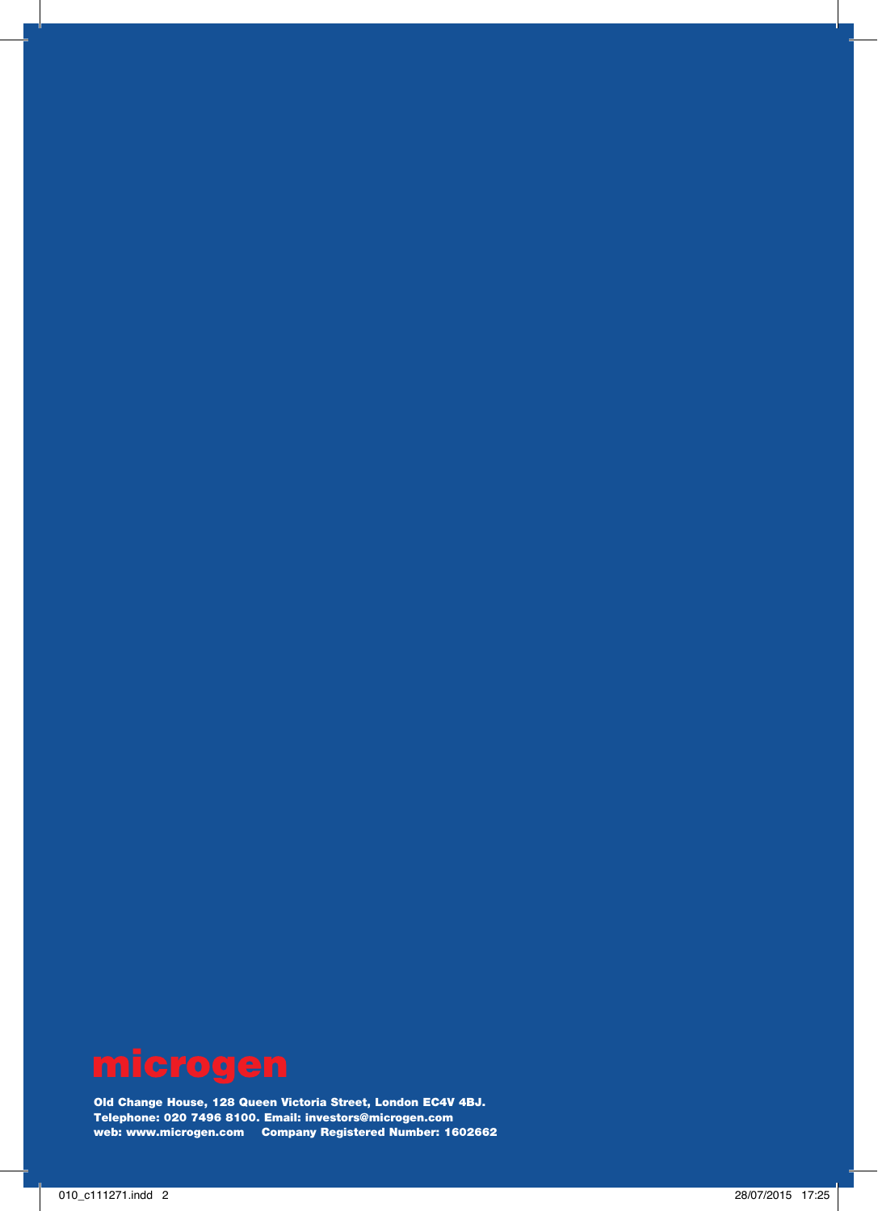**microgen**

**Old Change House, 128 Queen Victoria Street, London EC4V 4BJ.**
**Telephone: 020 7496 8100. Email: investors@microgen.com**
**web: www.microgen.com Company Registered Number: 1602662**